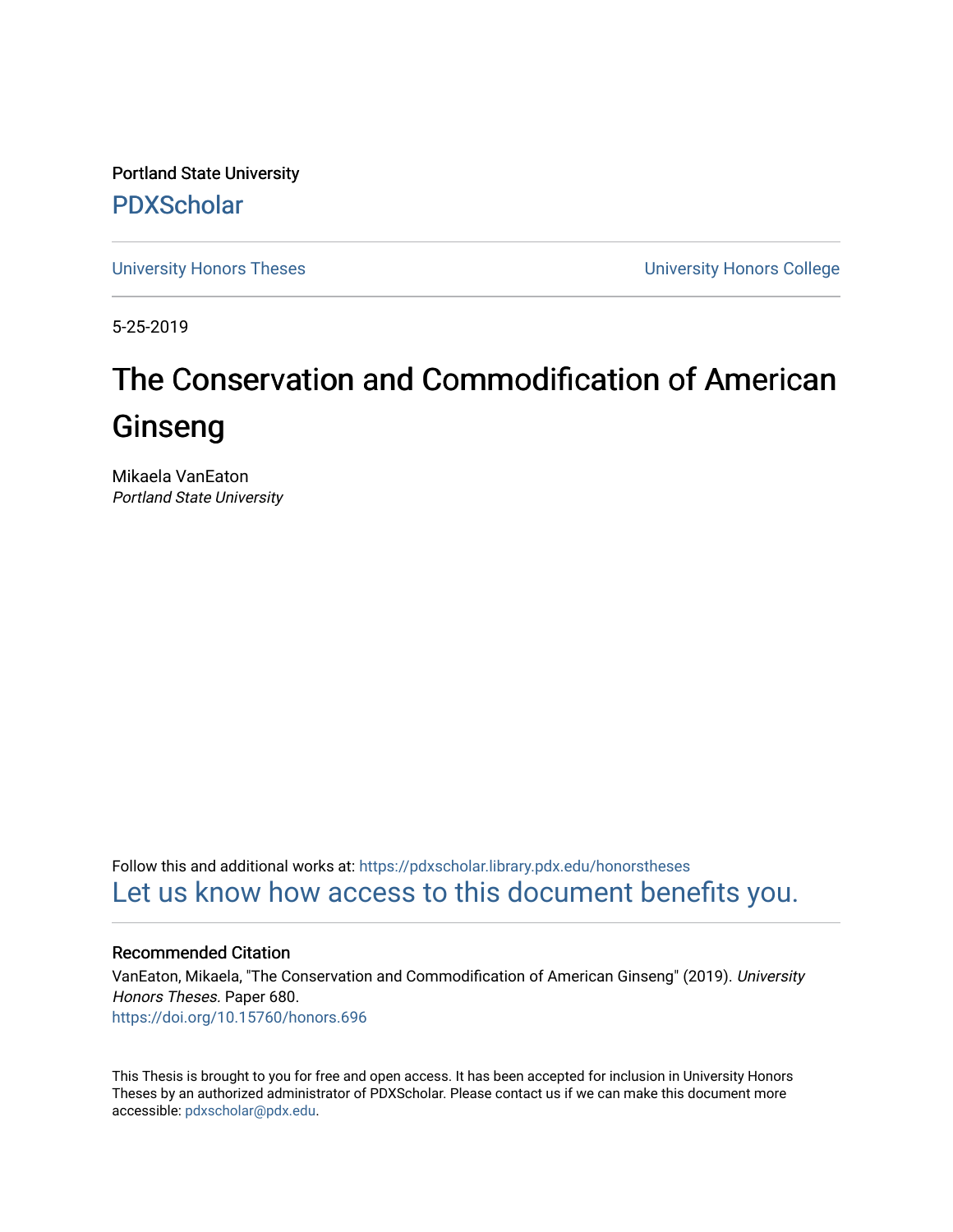Portland State University

PDXScholar

University Honors Theses

University Honors College

5-25-2019

# The Conservation and Commodification of American Ginseng

Mikaela VanEaton
*Portland State University*

Follow this and additional works at: https://pdxscholar.library.pdx.edu/honorstheses

Let us know how access to this document benefits you.

### Recommended Citation

VanEaton, Mikaela, "The Conservation and Commodification of American Ginseng" (2019). *University Honors Theses.* Paper 680.
https://doi.org/10.15760/honors.696

This Thesis is brought to you for free and open access. It has been accepted for inclusion in University Honors Theses by an authorized administrator of PDXScholar. Please contact us if we can make this document more accessible: pdxscholar@pdx.edu.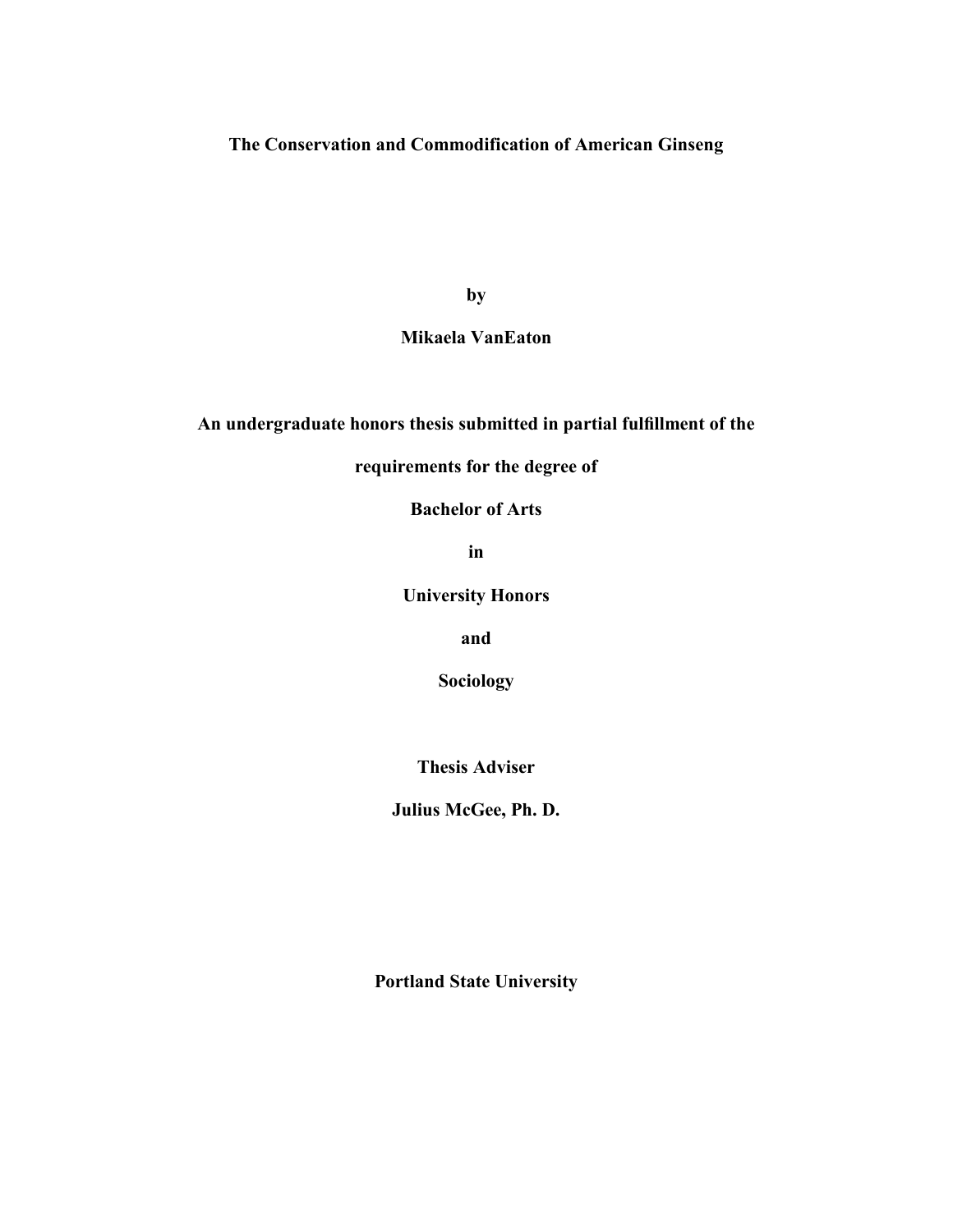# The Conservation and Commodification of American Ginseng

by

**Mikaela VanEaton**

**An undergraduate honors thesis submitted in partial fulfillment of the requirements for the degree of**

**Bachelor of Arts**

**in**

**University Honors**

**and**

**Sociology**

**Thesis Adviser**

**Julius McGee, Ph. D.**

**Portland State University**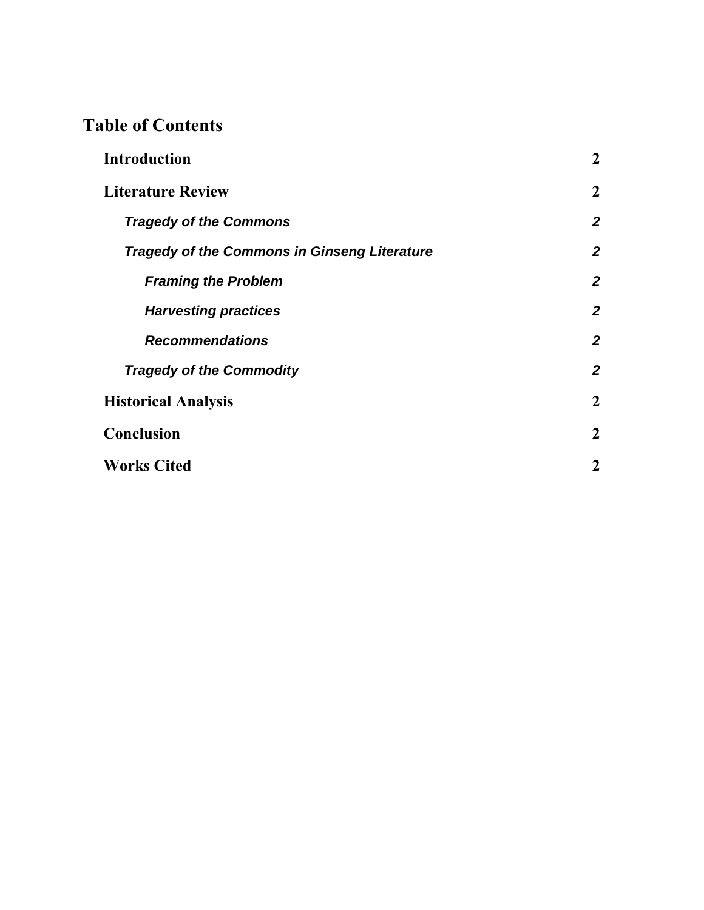# Table of Contents

**Introduction** 2

**Literature Review** 2

*Tragedy of the Commons* 2

*Tragedy of the Commons in Ginseng Literature* 2

*Framing the Problem* 2

*Harvesting practices* 2

*Recommendations* 2

*Tragedy of the Commodity* 2

**Historical Analysis** 2

**Conclusion** 2

**Works Cited** 2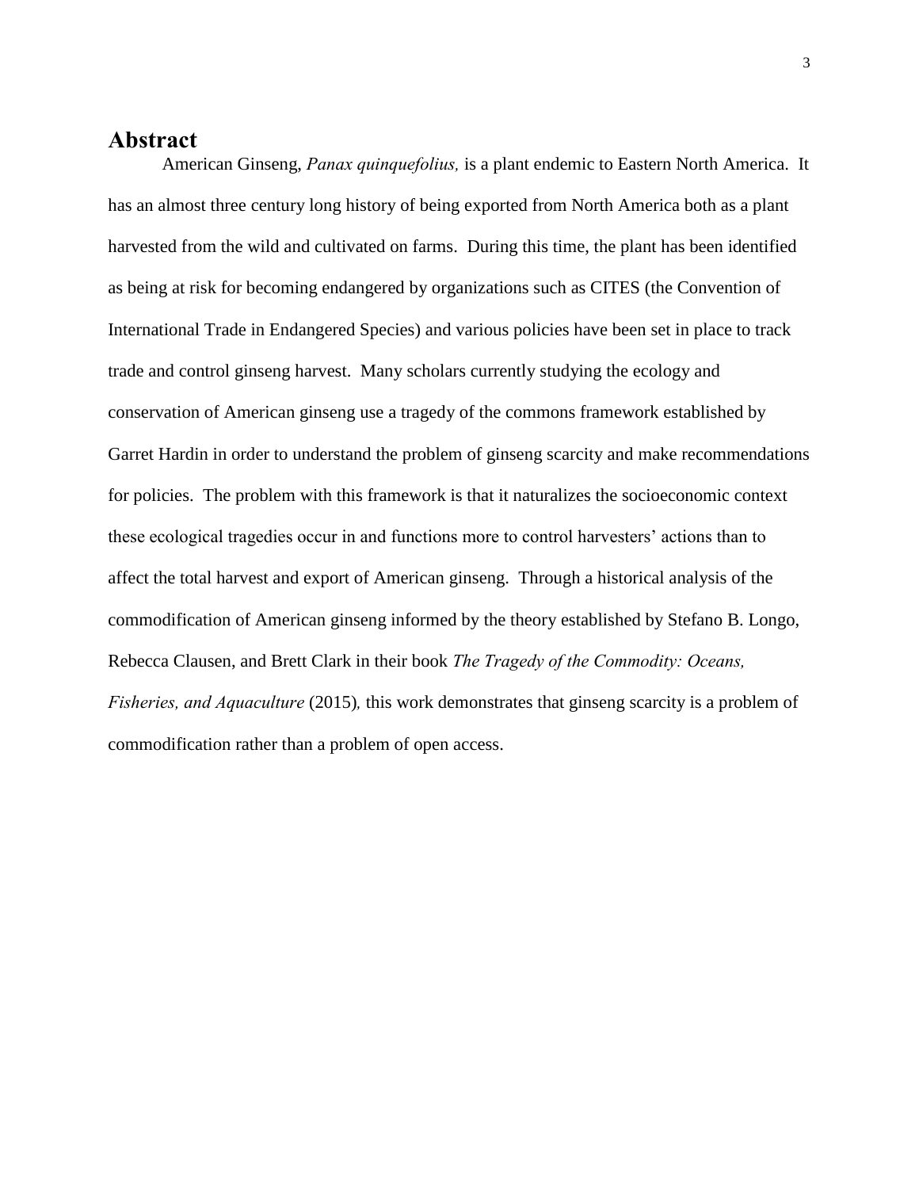# Abstract

American Ginseng, *Panax quinquefolius,* is a plant endemic to Eastern North America. It has an almost three century long history of being exported from North America both as a plant harvested from the wild and cultivated on farms. During this time, the plant has been identified as being at risk for becoming endangered by organizations such as CITES (the Convention of International Trade in Endangered Species) and various policies have been set in place to track trade and control ginseng harvest. Many scholars currently studying the ecology and conservation of American ginseng use a tragedy of the commons framework established by Garret Hardin in order to understand the problem of ginseng scarcity and make recommendations for policies. The problem with this framework is that it naturalizes the socioeconomic context these ecological tragedies occur in and functions more to control harvesters' actions than to affect the total harvest and export of American ginseng. Through a historical analysis of the commodification of American ginseng informed by the theory established by Stefano B. Longo, Rebecca Clausen, and Brett Clark in their book *The Tragedy of the Commodity: Oceans, Fisheries, and Aquaculture* (2015)*,* this work demonstrates that ginseng scarcity is a problem of commodification rather than a problem of open access.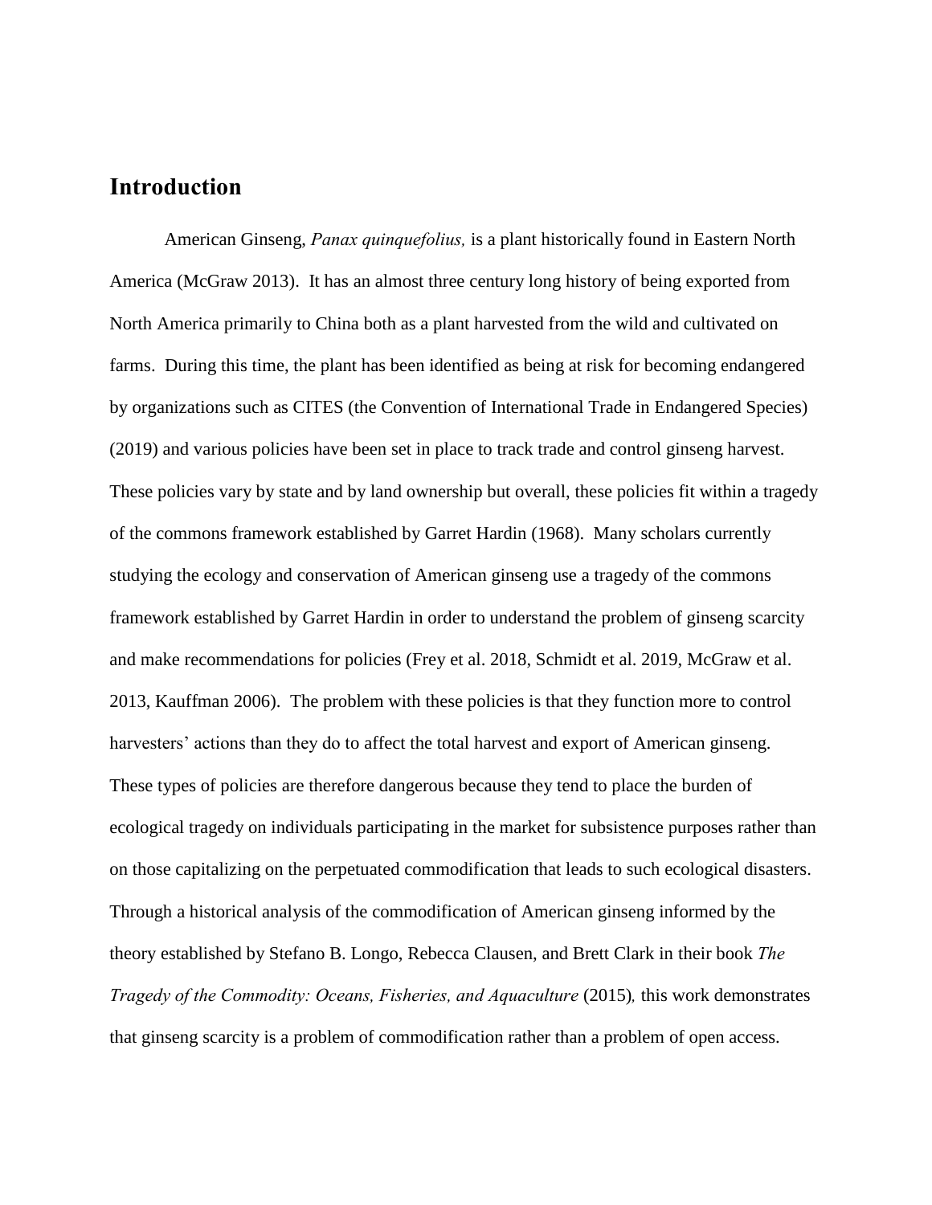## Introduction

American Ginseng, *Panax quinquefolius,* is a plant historically found in Eastern North America (McGraw 2013). It has an almost three century long history of being exported from North America primarily to China both as a plant harvested from the wild and cultivated on farms. During this time, the plant has been identified as being at risk for becoming endangered by organizations such as CITES (the Convention of International Trade in Endangered Species) (2019) and various policies have been set in place to track trade and control ginseng harvest. These policies vary by state and by land ownership but overall, these policies fit within a tragedy of the commons framework established by Garret Hardin (1968). Many scholars currently studying the ecology and conservation of American ginseng use a tragedy of the commons framework established by Garret Hardin in order to understand the problem of ginseng scarcity and make recommendations for policies (Frey et al. 2018, Schmidt et al. 2019, McGraw et al. 2013, Kauffman 2006). The problem with these policies is that they function more to control harvesters' actions than they do to affect the total harvest and export of American ginseng. These types of policies are therefore dangerous because they tend to place the burden of ecological tragedy on individuals participating in the market for subsistence purposes rather than on those capitalizing on the perpetuated commodification that leads to such ecological disasters. Through a historical analysis of the commodification of American ginseng informed by the theory established by Stefano B. Longo, Rebecca Clausen, and Brett Clark in their book *The Tragedy of the Commodity: Oceans, Fisheries, and Aquaculture* (2015)*,* this work demonstrates that ginseng scarcity is a problem of commodification rather than a problem of open access.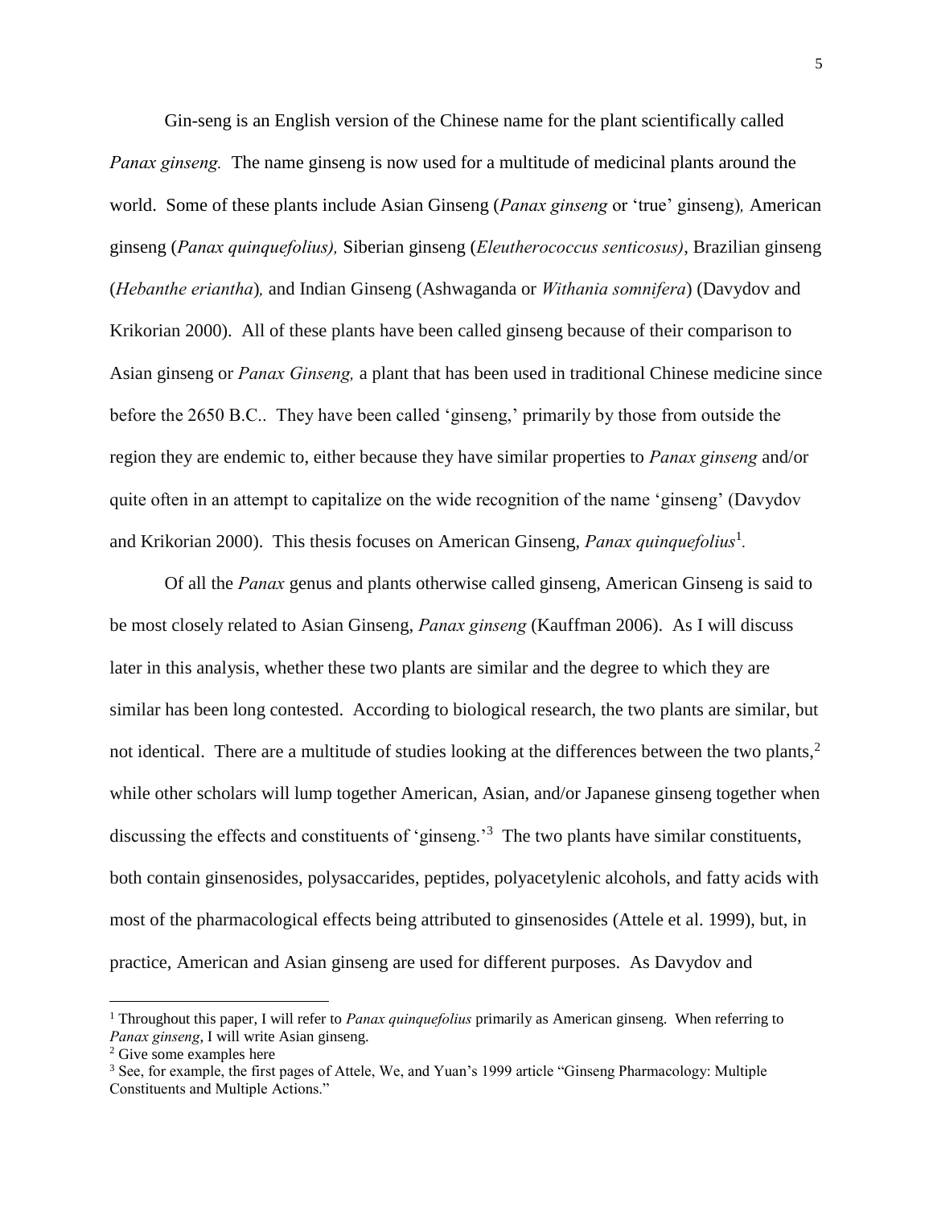Gin-seng is an English version of the Chinese name for the plant scientifically called *Panax ginseng.* The name ginseng is now used for a multitude of medicinal plants around the world. Some of these plants include Asian Ginseng (*Panax ginseng* or 'true' ginseng)*,* American ginseng (*Panax quinquefolius),* Siberian ginseng (*Eleutherococcus senticosus)*, Brazilian ginseng (*Hebanthe eriantha*)*,* and Indian Ginseng (Ashwaganda or *Withania somnifera*) (Davydov and Krikorian 2000). All of these plants have been called ginseng because of their comparison to Asian ginseng or *Panax Ginseng,* a plant that has been used in traditional Chinese medicine since before the 2650 B.C.. They have been called 'ginseng,' primarily by those from outside the region they are endemic to, either because they have similar properties to *Panax ginseng* and/or quite often in an attempt to capitalize on the wide recognition of the name 'ginseng' (Davydov and Krikorian 2000). This thesis focuses on American Ginseng, *Panax quinquefolius*[1].

Of all the *Panax* genus and plants otherwise called ginseng, American Ginseng is said to be most closely related to Asian Ginseng, *Panax ginseng* (Kauffman 2006). As I will discuss later in this analysis, whether these two plants are similar and the degree to which they are similar has been long contested. According to biological research, the two plants are similar, but not identical. There are a multitude of studies looking at the differences between the two plants,[2] while other scholars will lump together American, Asian, and/or Japanese ginseng together when discussing the effects and constituents of 'ginseng.'[3] The two plants have similar constituents, both contain ginsenosides, polysaccarides, peptides, polyacetylenic alcohols, and fatty acids with most of the pharmacological effects being attributed to ginsenosides (Attele et al. 1999), but, in practice, American and Asian ginseng are used for different purposes. As Davydov and

---

[1] Throughout this paper, I will refer to *Panax quinquefolius* primarily as American ginseng. When referring to *Panax ginseng*, I will write Asian ginseng.

[2] Give some examples here

[3] See, for example, the first pages of Attele, We, and Yuan's 1999 article "Ginseng Pharmacology: Multiple Constituents and Multiple Actions."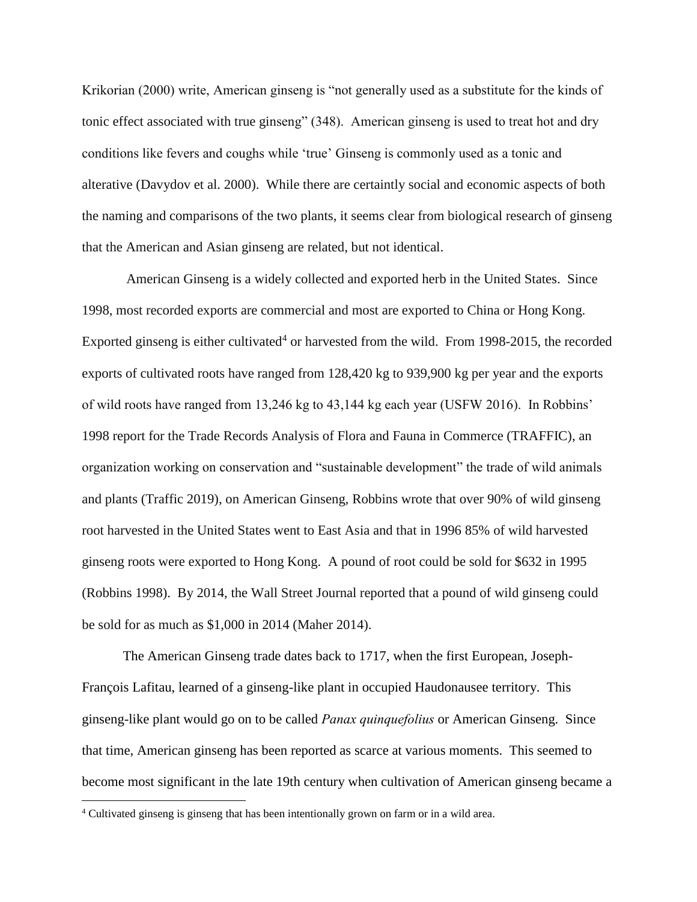Krikorian (2000) write, American ginseng is "not generally used as a substitute for the kinds of tonic effect associated with true ginseng" (348). American ginseng is used to treat hot and dry conditions like fevers and coughs while 'true' Ginseng is commonly used as a tonic and alterative (Davydov et al. 2000). While there are certaintly social and economic aspects of both the naming and comparisons of the two plants, it seems clear from biological research of ginseng that the American and Asian ginseng are related, but not identical.

American Ginseng is a widely collected and exported herb in the United States. Since 1998, most recorded exports are commercial and most are exported to China or Hong Kong. Exported ginseng is either cultivated[4] or harvested from the wild. From 1998-2015, the recorded exports of cultivated roots have ranged from 128,420 kg to 939,900 kg per year and the exports of wild roots have ranged from 13,246 kg to 43,144 kg each year (USFW 2016). In Robbins' 1998 report for the Trade Records Analysis of Flora and Fauna in Commerce (TRAFFIC), an organization working on conservation and "sustainable development" the trade of wild animals and plants (Traffic 2019), on American Ginseng, Robbins wrote that over 90% of wild ginseng root harvested in the United States went to East Asia and that in 1996 85% of wild harvested ginseng roots were exported to Hong Kong. A pound of root could be sold for $632 in 1995 (Robbins 1998). By 2014, the Wall Street Journal reported that a pound of wild ginseng could be sold for as much as $1,000 in 2014 (Maher 2014).

The American Ginseng trade dates back to 1717, when the first European, Joseph-François Lafitau, learned of a ginseng-like plant in occupied Haudonausee territory. This ginseng-like plant would go on to be called *Panax quinquefolius* or American Ginseng. Since that time, American ginseng has been reported as scarce at various moments. This seemed to become most significant in the late 19th century when cultivation of American ginseng became a

[4] Cultivated ginseng is ginseng that has been intentionally grown on farm or in a wild area.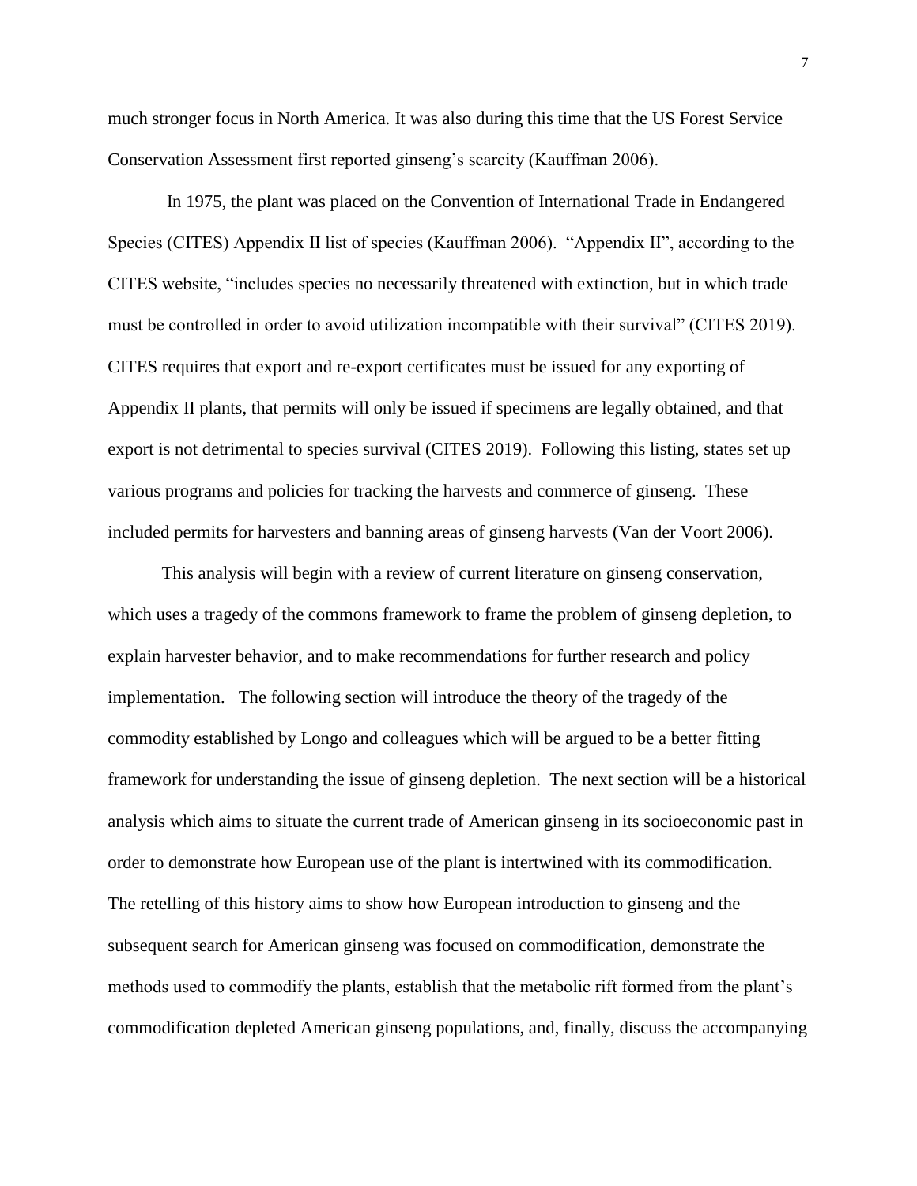much stronger focus in North America. It was also during this time that the US Forest Service Conservation Assessment first reported ginseng's scarcity (Kauffman 2006).

In 1975, the plant was placed on the Convention of International Trade in Endangered Species (CITES) Appendix II list of species (Kauffman 2006). "Appendix II", according to the CITES website, "includes species no necessarily threatened with extinction, but in which trade must be controlled in order to avoid utilization incompatible with their survival" (CITES 2019). CITES requires that export and re-export certificates must be issued for any exporting of Appendix II plants, that permits will only be issued if specimens are legally obtained, and that export is not detrimental to species survival (CITES 2019). Following this listing, states set up various programs and policies for tracking the harvests and commerce of ginseng. These included permits for harvesters and banning areas of ginseng harvests (Van der Voort 2006).

This analysis will begin with a review of current literature on ginseng conservation, which uses a tragedy of the commons framework to frame the problem of ginseng depletion, to explain harvester behavior, and to make recommendations for further research and policy implementation. The following section will introduce the theory of the tragedy of the commodity established by Longo and colleagues which will be argued to be a better fitting framework for understanding the issue of ginseng depletion. The next section will be a historical analysis which aims to situate the current trade of American ginseng in its socioeconomic past in order to demonstrate how European use of the plant is intertwined with its commodification. The retelling of this history aims to show how European introduction to ginseng and the subsequent search for American ginseng was focused on commodification, demonstrate the methods used to commodify the plants, establish that the metabolic rift formed from the plant's commodification depleted American ginseng populations, and, finally, discuss the accompanying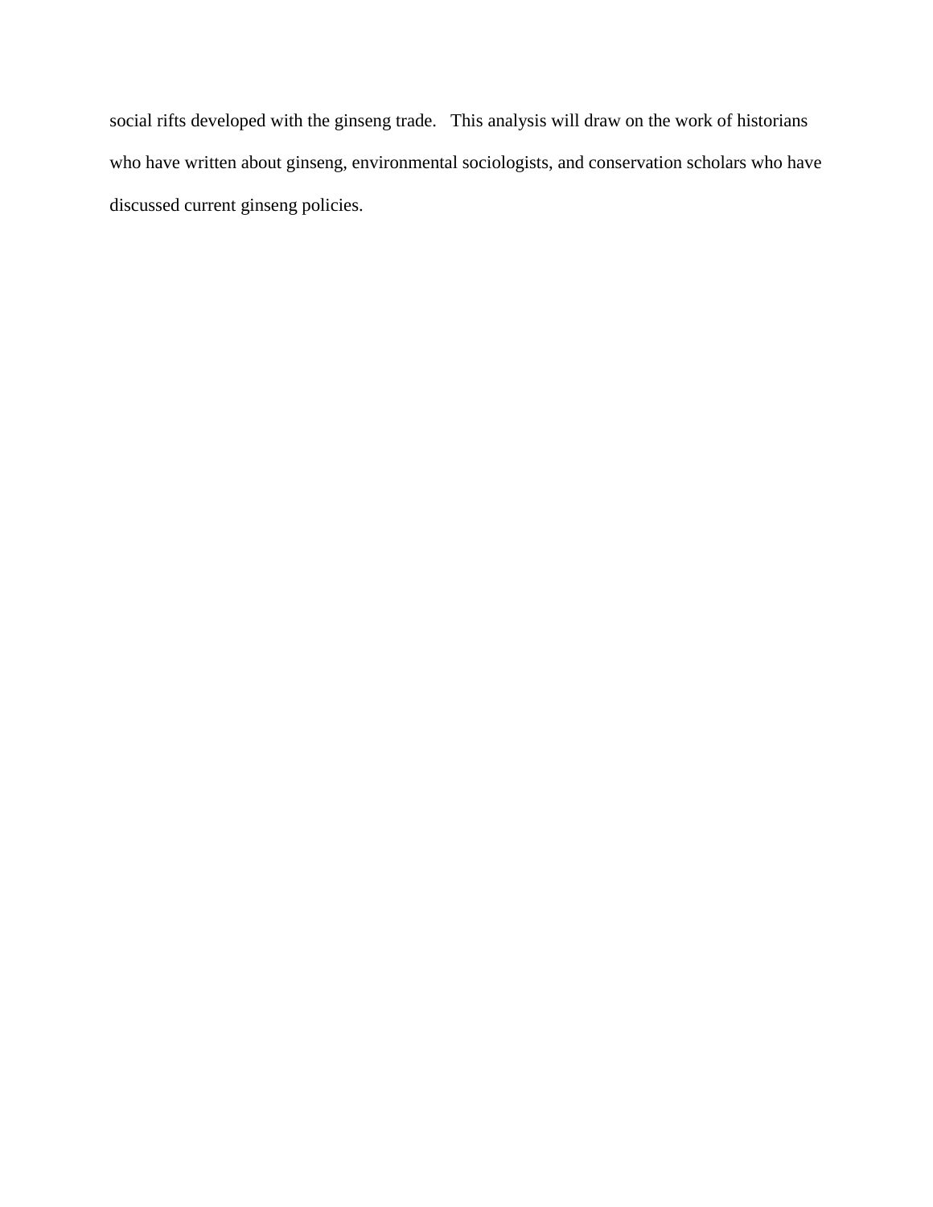social rifts developed with the ginseng trade. This analysis will draw on the work of historians who have written about ginseng, environmental sociologists, and conservation scholars who have discussed current ginseng policies.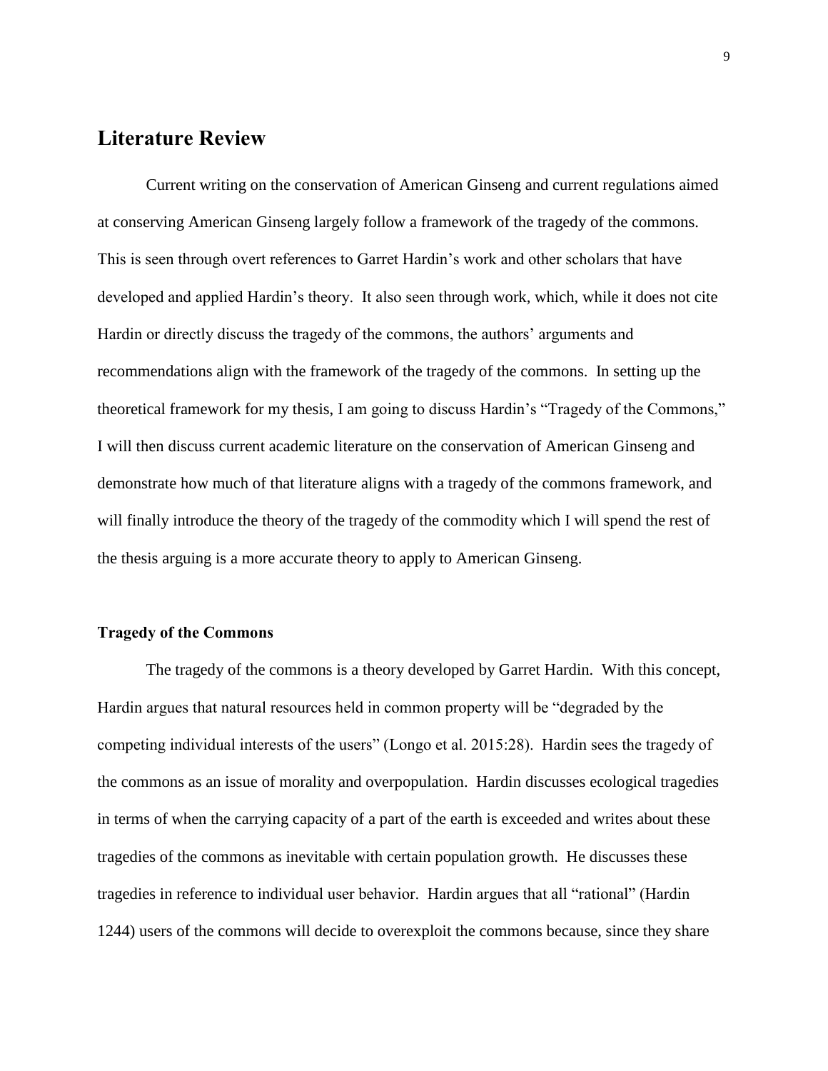# Literature Review

Current writing on the conservation of American Ginseng and current regulations aimed at conserving American Ginseng largely follow a framework of the tragedy of the commons. This is seen through overt references to Garret Hardin's work and other scholars that have developed and applied Hardin's theory. It also seen through work, which, while it does not cite Hardin or directly discuss the tragedy of the commons, the authors' arguments and recommendations align with the framework of the tragedy of the commons. In setting up the theoretical framework for my thesis, I am going to discuss Hardin's "Tragedy of the Commons," I will then discuss current academic literature on the conservation of American Ginseng and demonstrate how much of that literature aligns with a tragedy of the commons framework, and will finally introduce the theory of the tragedy of the commodity which I will spend the rest of the thesis arguing is a more accurate theory to apply to American Ginseng.

### Tragedy of the Commons

The tragedy of the commons is a theory developed by Garret Hardin. With this concept, Hardin argues that natural resources held in common property will be "degraded by the competing individual interests of the users" (Longo et al. 2015:28). Hardin sees the tragedy of the commons as an issue of morality and overpopulation. Hardin discusses ecological tragedies in terms of when the carrying capacity of a part of the earth is exceeded and writes about these tragedies of the commons as inevitable with certain population growth. He discusses these tragedies in reference to individual user behavior. Hardin argues that all "rational" (Hardin 1244) users of the commons will decide to overexploit the commons because, since they share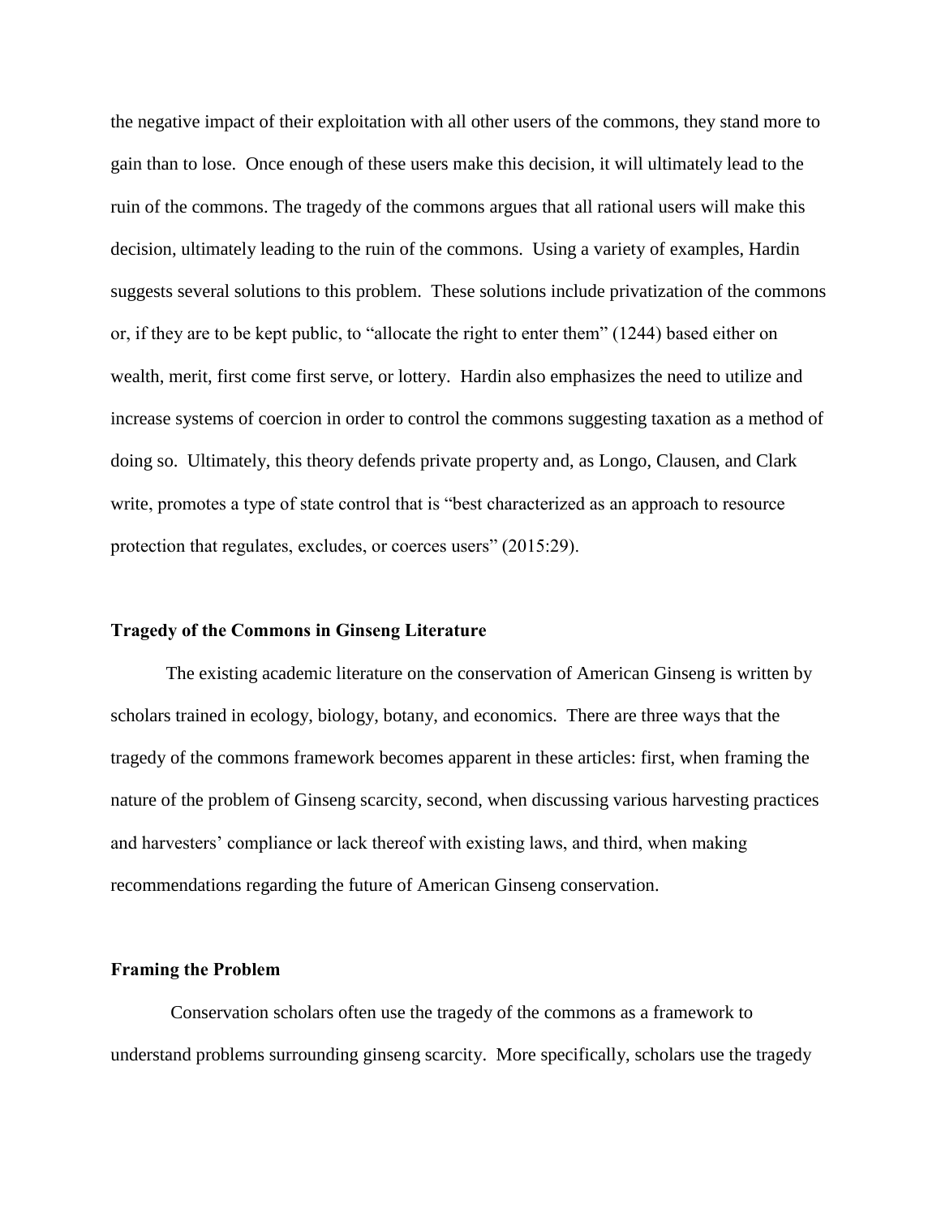the negative impact of their exploitation with all other users of the commons, they stand more to gain than to lose. Once enough of these users make this decision, it will ultimately lead to the ruin of the commons. The tragedy of the commons argues that all rational users will make this decision, ultimately leading to the ruin of the commons. Using a variety of examples, Hardin suggests several solutions to this problem. These solutions include privatization of the commons or, if they are to be kept public, to "allocate the right to enter them" (1244) based either on wealth, merit, first come first serve, or lottery. Hardin also emphasizes the need to utilize and increase systems of coercion in order to control the commons suggesting taxation as a method of doing so. Ultimately, this theory defends private property and, as Longo, Clausen, and Clark write, promotes a type of state control that is "best characterized as an approach to resource protection that regulates, excludes, or coerces users" (2015:29).

### Tragedy of the Commons in Ginseng Literature

The existing academic literature on the conservation of American Ginseng is written by scholars trained in ecology, biology, botany, and economics. There are three ways that the tragedy of the commons framework becomes apparent in these articles: first, when framing the nature of the problem of Ginseng scarcity, second, when discussing various harvesting practices and harvesters' compliance or lack thereof with existing laws, and third, when making recommendations regarding the future of American Ginseng conservation.

### Framing the Problem

Conservation scholars often use the tragedy of the commons as a framework to understand problems surrounding ginseng scarcity. More specifically, scholars use the tragedy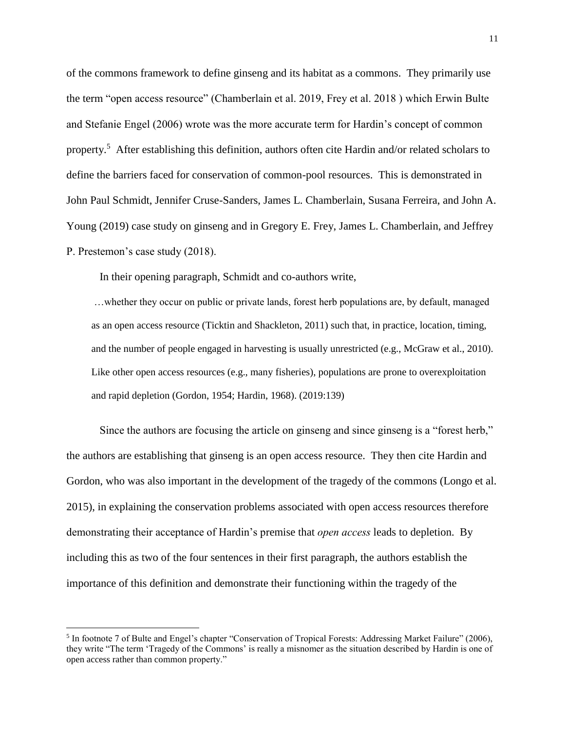of the commons framework to define ginseng and its habitat as a commons. They primarily use the term "open access resource" (Chamberlain et al. 2019, Frey et al. 2018 ) which Erwin Bulte and Stefanie Engel (2006) wrote was the more accurate term for Hardin's concept of common property.[5] After establishing this definition, authors often cite Hardin and/or related scholars to define the barriers faced for conservation of common-pool resources. This is demonstrated in John Paul Schmidt, Jennifer Cruse-Sanders, James L. Chamberlain, Susana Ferreira, and John A. Young (2019) case study on ginseng and in Gregory E. Frey, James L. Chamberlain, and Jeffrey P. Prestemon's case study (2018).

In their opening paragraph, Schmidt and co-authors write,

> …whether they occur on public or private lands, forest herb populations are, by default, managed as an open access resource (Ticktin and Shackleton, 2011) such that, in practice, location, timing, and the number of people engaged in harvesting is usually unrestricted (e.g., McGraw et al., 2010). Like other open access resources (e.g., many fisheries), populations are prone to overexploitation and rapid depletion (Gordon, 1954; Hardin, 1968). (2019:139)

Since the authors are focusing the article on ginseng and since ginseng is a "forest herb," the authors are establishing that ginseng is an open access resource. They then cite Hardin and Gordon, who was also important in the development of the tragedy of the commons (Longo et al. 2015), in explaining the conservation problems associated with open access resources therefore demonstrating their acceptance of Hardin's premise that *open access* leads to depletion. By including this as two of the four sentences in their first paragraph, the authors establish the importance of this definition and demonstrate their functioning within the tragedy of the

[5] In footnote 7 of Bulte and Engel's chapter "Conservation of Tropical Forests: Addressing Market Failure" (2006), they write "The term 'Tragedy of the Commons' is really a misnomer as the situation described by Hardin is one of open access rather than common property."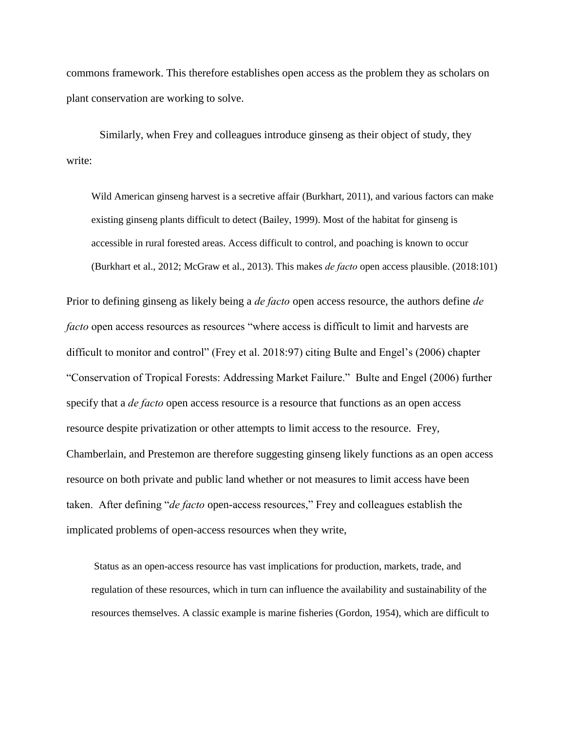commons framework. This therefore establishes open access as the problem they as scholars on plant conservation are working to solve.

Similarly, when Frey and colleagues introduce ginseng as their object of study, they write:

> Wild American ginseng harvest is a secretive affair (Burkhart, 2011), and various factors can make existing ginseng plants difficult to detect (Bailey, 1999). Most of the habitat for ginseng is accessible in rural forested areas. Access difficult to control, and poaching is known to occur (Burkhart et al., 2012; McGraw et al., 2013). This makes *de facto* open access plausible. (2018:101)

Prior to defining ginseng as likely being a *de facto* open access resource, the authors define *de facto* open access resources as resources "where access is difficult to limit and harvests are difficult to monitor and control" (Frey et al. 2018:97) citing Bulte and Engel's (2006) chapter "Conservation of Tropical Forests: Addressing Market Failure." Bulte and Engel (2006) further specify that a *de facto* open access resource is a resource that functions as an open access resource despite privatization or other attempts to limit access to the resource. Frey, Chamberlain, and Prestemon are therefore suggesting ginseng likely functions as an open access resource on both private and public land whether or not measures to limit access have been taken. After defining "*de facto* open-access resources," Frey and colleagues establish the implicated problems of open-access resources when they write,

> Status as an open-access resource has vast implications for production, markets, trade, and regulation of these resources, which in turn can influence the availability and sustainability of the resources themselves. A classic example is marine fisheries (Gordon, 1954), which are difficult to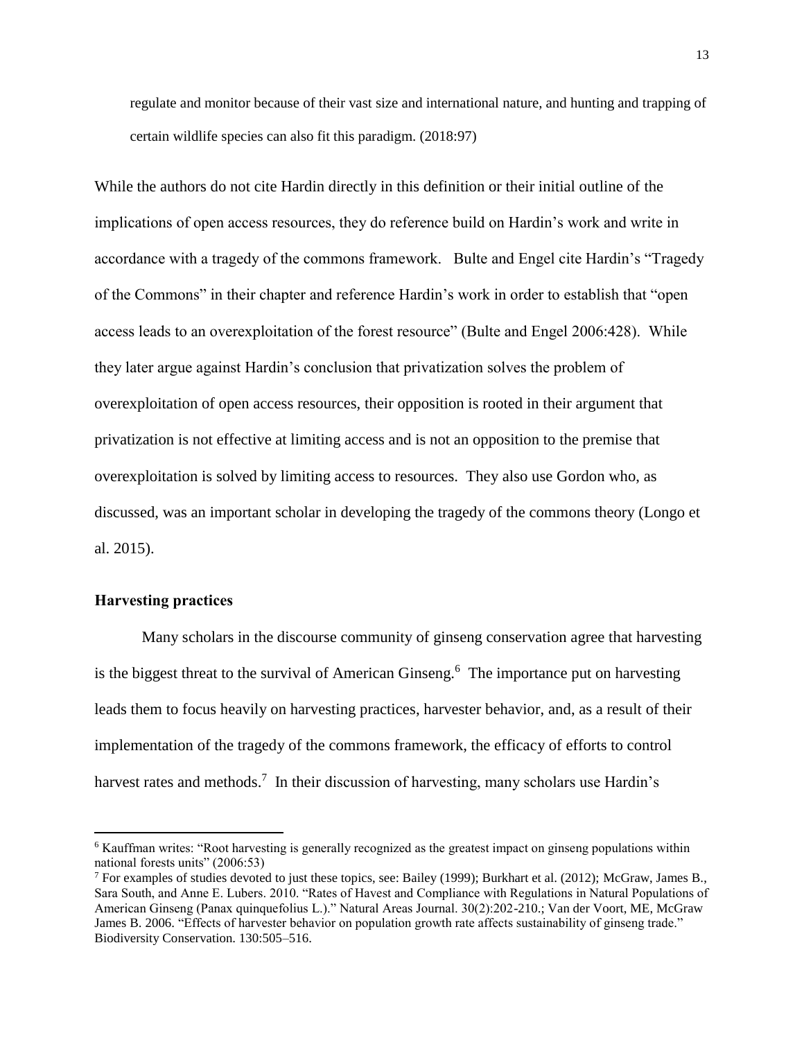> regulate and monitor because of their vast size and international nature, and hunting and trapping of certain wildlife species can also fit this paradigm. (2018:97)

While the authors do not cite Hardin directly in this definition or their initial outline of the implications of open access resources, they do reference build on Hardin's work and write in accordance with a tragedy of the commons framework. Bulte and Engel cite Hardin's "Tragedy of the Commons" in their chapter and reference Hardin's work in order to establish that "open access leads to an overexploitation of the forest resource" (Bulte and Engel 2006:428). While they later argue against Hardin's conclusion that privatization solves the problem of overexploitation of open access resources, their opposition is rooted in their argument that privatization is not effective at limiting access and is not an opposition to the premise that overexploitation is solved by limiting access to resources. They also use Gordon who, as discussed, was an important scholar in developing the tragedy of the commons theory (Longo et al. 2015).

### Harvesting practices

Many scholars in the discourse community of ginseng conservation agree that harvesting is the biggest threat to the survival of American Ginseng.[6] The importance put on harvesting leads them to focus heavily on harvesting practices, harvester behavior, and, as a result of their implementation of the tragedy of the commons framework, the efficacy of efforts to control harvest rates and methods.[7] In their discussion of harvesting, many scholars use Hardin's

---

[6] Kauffman writes: "Root harvesting is generally recognized as the greatest impact on ginseng populations within national forests units" (2006:53)

[7] For examples of studies devoted to just these topics, see: Bailey (1999); Burkhart et al. (2012); McGraw, James B., Sara South, and Anne E. Lubers. 2010. "Rates of Havest and Compliance with Regulations in Natural Populations of American Ginseng (Panax quinquefolius L.)." Natural Areas Journal. 30(2):202-210.; Van der Voort, ME, McGraw James B. 2006. "Effects of harvester behavior on population growth rate affects sustainability of ginseng trade." Biodiversity Conservation. 130:505–516.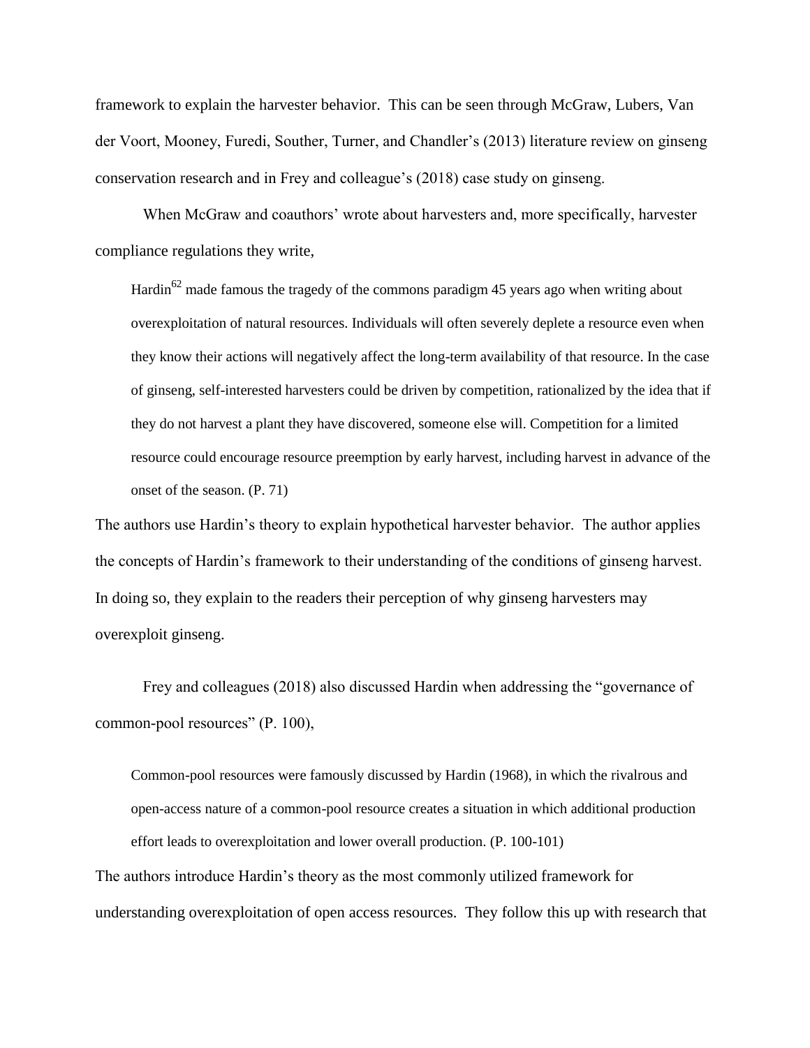framework to explain the harvester behavior. This can be seen through McGraw, Lubers, Van der Voort, Mooney, Furedi, Souther, Turner, and Chandler's (2013) literature review on ginseng conservation research and in Frey and colleague's (2018) case study on ginseng.

When McGraw and coauthors' wrote about harvesters and, more specifically, harvester compliance regulations they write,

> Hardin[62] made famous the tragedy of the commons paradigm 45 years ago when writing about overexploitation of natural resources. Individuals will often severely deplete a resource even when they know their actions will negatively affect the long-term availability of that resource. In the case of ginseng, self-interested harvesters could be driven by competition, rationalized by the idea that if they do not harvest a plant they have discovered, someone else will. Competition for a limited resource could encourage resource preemption by early harvest, including harvest in advance of the onset of the season. (P. 71)

The authors use Hardin's theory to explain hypothetical harvester behavior. The author applies the concepts of Hardin's framework to their understanding of the conditions of ginseng harvest. In doing so, they explain to the readers their perception of why ginseng harvesters may overexploit ginseng.

Frey and colleagues (2018) also discussed Hardin when addressing the "governance of common-pool resources" (P. 100),

> Common-pool resources were famously discussed by Hardin (1968), in which the rivalrous and open-access nature of a common-pool resource creates a situation in which additional production effort leads to overexploitation and lower overall production. (P. 100-101)

The authors introduce Hardin's theory as the most commonly utilized framework for understanding overexploitation of open access resources. They follow this up with research that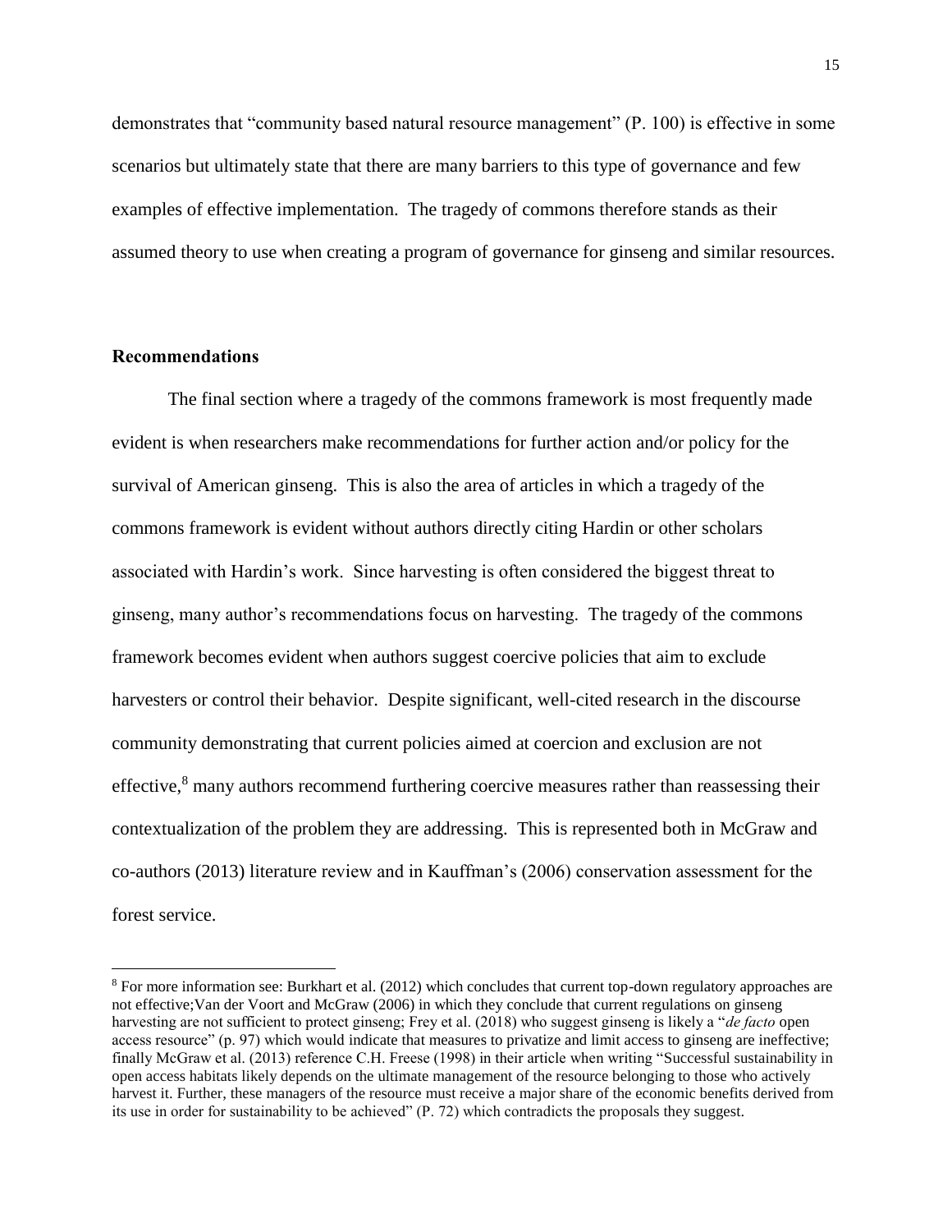demonstrates that "community based natural resource management" (P. 100) is effective in some scenarios but ultimately state that there are many barriers to this type of governance and few examples of effective implementation. The tragedy of commons therefore stands as their assumed theory to use when creating a program of governance for ginseng and similar resources.

### Recommendations

The final section where a tragedy of the commons framework is most frequently made evident is when researchers make recommendations for further action and/or policy for the survival of American ginseng. This is also the area of articles in which a tragedy of the commons framework is evident without authors directly citing Hardin or other scholars associated with Hardin's work. Since harvesting is often considered the biggest threat to ginseng, many author's recommendations focus on harvesting. The tragedy of the commons framework becomes evident when authors suggest coercive policies that aim to exclude harvesters or control their behavior. Despite significant, well-cited research in the discourse community demonstrating that current policies aimed at coercion and exclusion are not effective,[8] many authors recommend furthering coercive measures rather than reassessing their contextualization of the problem they are addressing. This is represented both in McGraw and co-authors (2013) literature review and in Kauffman's (2006) conservation assessment for the forest service.

---

[8] For more information see: Burkhart et al. (2012) which concludes that current top-down regulatory approaches are not effective;Van der Voort and McGraw (2006) in which they conclude that current regulations on ginseng harvesting are not sufficient to protect ginseng; Frey et al. (2018) who suggest ginseng is likely a "*de facto* open access resource" (p. 97) which would indicate that measures to privatize and limit access to ginseng are ineffective; finally McGraw et al. (2013) reference C.H. Freese (1998) in their article when writing "Successful sustainability in open access habitats likely depends on the ultimate management of the resource belonging to those who actively harvest it. Further, these managers of the resource must receive a major share of the economic benefits derived from its use in order for sustainability to be achieved" (P. 72) which contradicts the proposals they suggest.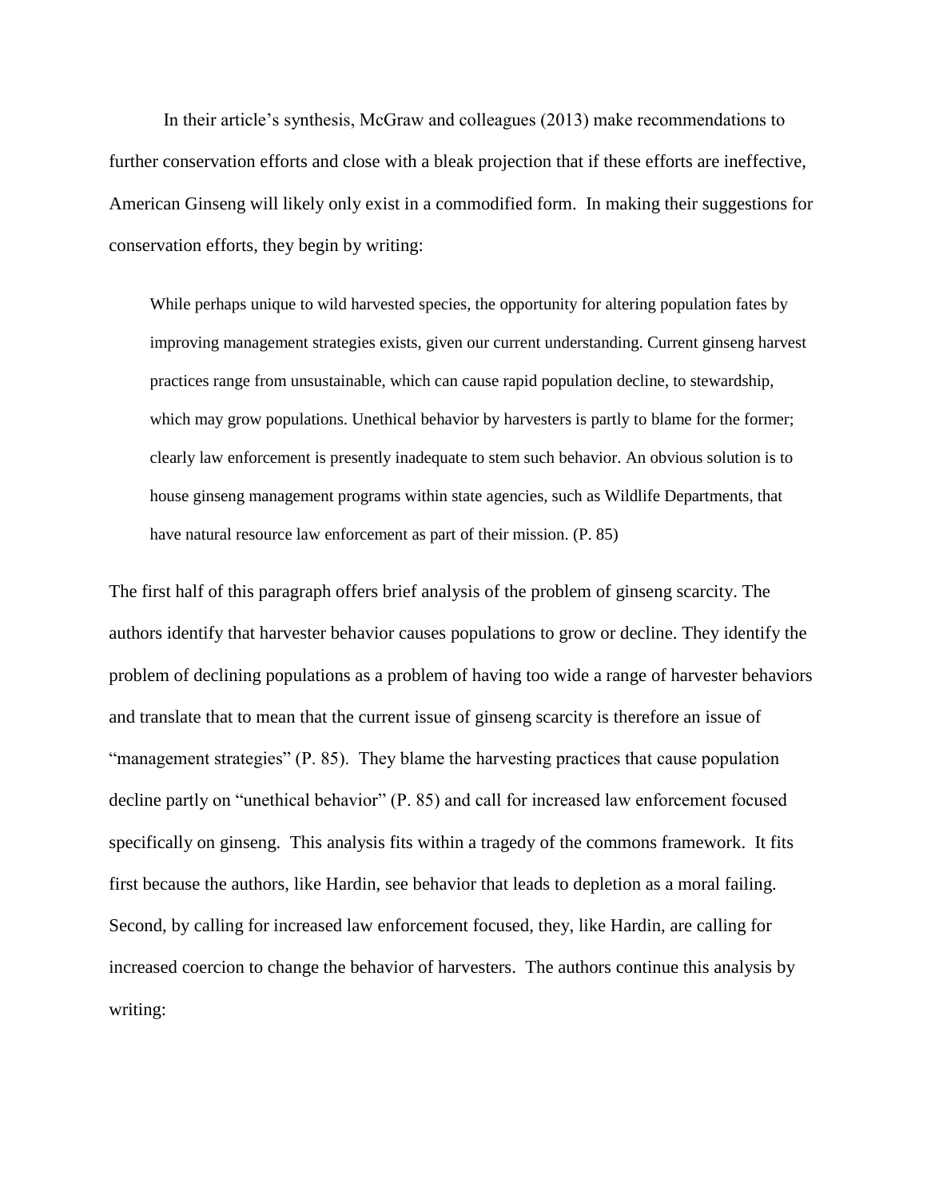In their article's synthesis, McGraw and colleagues (2013) make recommendations to further conservation efforts and close with a bleak projection that if these efforts are ineffective, American Ginseng will likely only exist in a commodified form. In making their suggestions for conservation efforts, they begin by writing:

> While perhaps unique to wild harvested species, the opportunity for altering population fates by improving management strategies exists, given our current understanding. Current ginseng harvest practices range from unsustainable, which can cause rapid population decline, to stewardship, which may grow populations. Unethical behavior by harvesters is partly to blame for the former; clearly law enforcement is presently inadequate to stem such behavior. An obvious solution is to house ginseng management programs within state agencies, such as Wildlife Departments, that have natural resource law enforcement as part of their mission. (P. 85)

The first half of this paragraph offers brief analysis of the problem of ginseng scarcity. The authors identify that harvester behavior causes populations to grow or decline. They identify the problem of declining populations as a problem of having too wide a range of harvester behaviors and translate that to mean that the current issue of ginseng scarcity is therefore an issue of "management strategies" (P. 85). They blame the harvesting practices that cause population decline partly on "unethical behavior" (P. 85) and call for increased law enforcement focused specifically on ginseng. This analysis fits within a tragedy of the commons framework. It fits first because the authors, like Hardin, see behavior that leads to depletion as a moral failing. Second, by calling for increased law enforcement focused, they, like Hardin, are calling for increased coercion to change the behavior of harvesters. The authors continue this analysis by writing: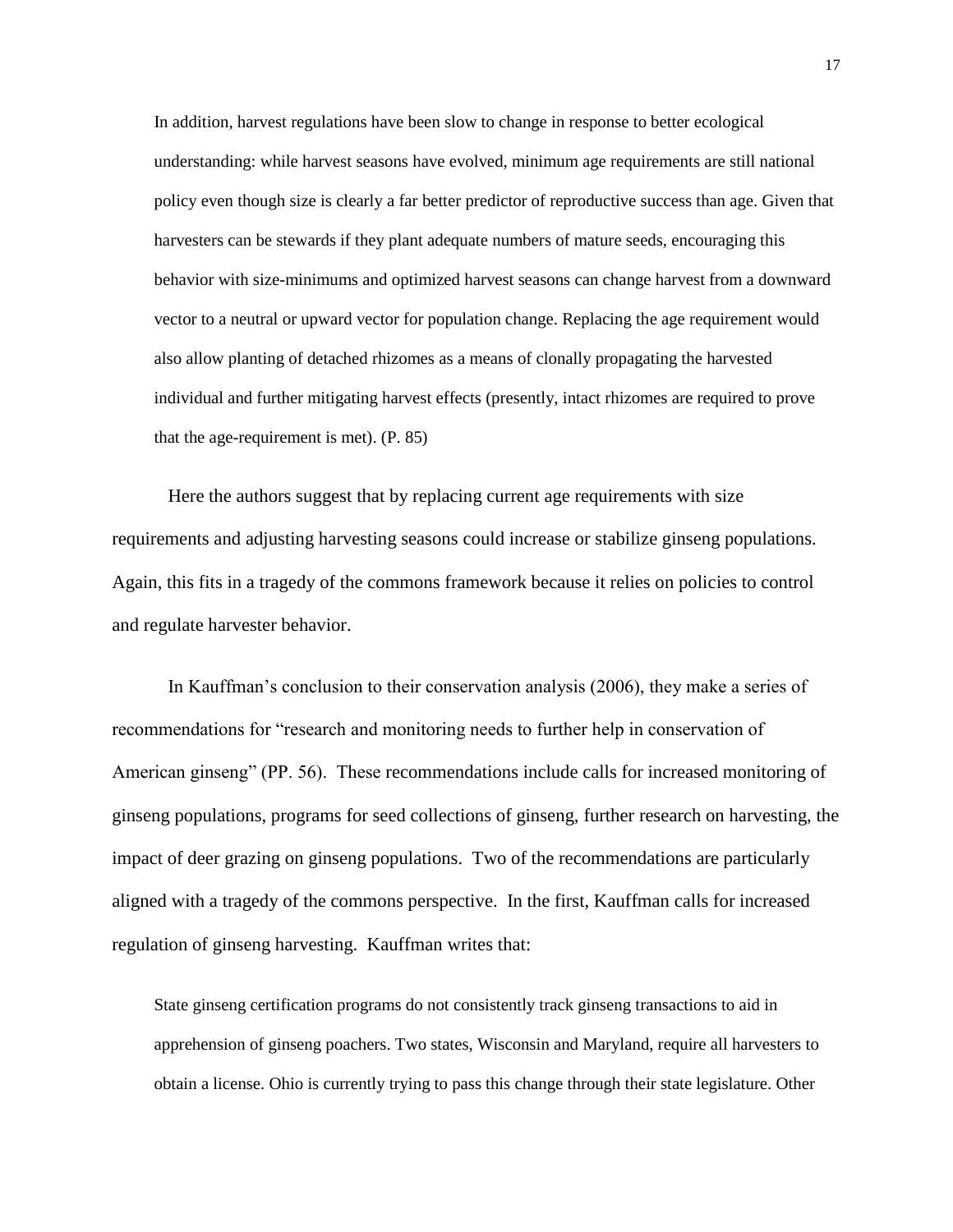> In addition, harvest regulations have been slow to change in response to better ecological understanding: while harvest seasons have evolved, minimum age requirements are still national policy even though size is clearly a far better predictor of reproductive success than age. Given that harvesters can be stewards if they plant adequate numbers of mature seeds, encouraging this behavior with size-minimums and optimized harvest seasons can change harvest from a downward vector to a neutral or upward vector for population change. Replacing the age requirement would also allow planting of detached rhizomes as a means of clonally propagating the harvested individual and further mitigating harvest effects (presently, intact rhizomes are required to prove that the age-requirement is met). (P. 85)

Here the authors suggest that by replacing current age requirements with size requirements and adjusting harvesting seasons could increase or stabilize ginseng populations. Again, this fits in a tragedy of the commons framework because it relies on policies to control and regulate harvester behavior.

In Kauffman's conclusion to their conservation analysis (2006), they make a series of recommendations for "research and monitoring needs to further help in conservation of American ginseng" (PP. 56). These recommendations include calls for increased monitoring of ginseng populations, programs for seed collections of ginseng, further research on harvesting, the impact of deer grazing on ginseng populations. Two of the recommendations are particularly aligned with a tragedy of the commons perspective. In the first, Kauffman calls for increased regulation of ginseng harvesting. Kauffman writes that:

> State ginseng certification programs do not consistently track ginseng transactions to aid in apprehension of ginseng poachers. Two states, Wisconsin and Maryland, require all harvesters to obtain a license. Ohio is currently trying to pass this change through their state legislature. Other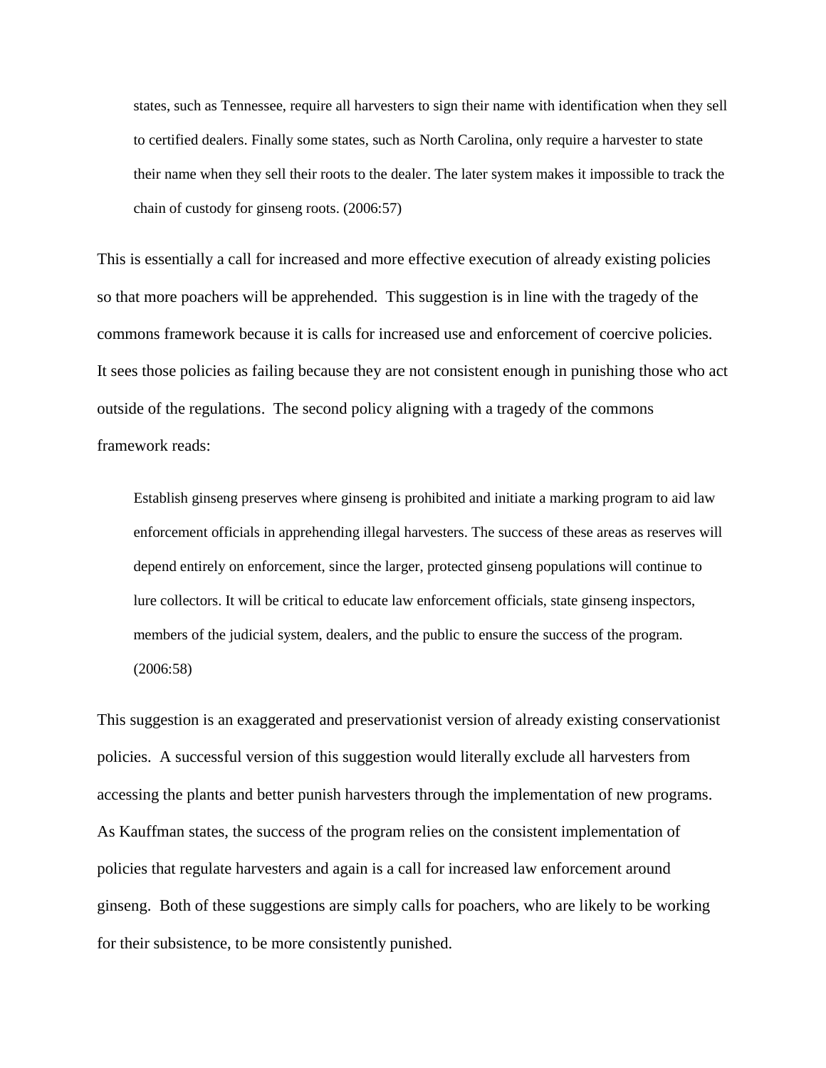> states, such as Tennessee, require all harvesters to sign their name with identification when they sell to certified dealers. Finally some states, such as North Carolina, only require a harvester to state their name when they sell their roots to the dealer. The later system makes it impossible to track the chain of custody for ginseng roots. (2006:57)

This is essentially a call for increased and more effective execution of already existing policies so that more poachers will be apprehended. This suggestion is in line with the tragedy of the commons framework because it is calls for increased use and enforcement of coercive policies. It sees those policies as failing because they are not consistent enough in punishing those who act outside of the regulations. The second policy aligning with a tragedy of the commons framework reads:

> Establish ginseng preserves where ginseng is prohibited and initiate a marking program to aid law enforcement officials in apprehending illegal harvesters. The success of these areas as reserves will depend entirely on enforcement, since the larger, protected ginseng populations will continue to lure collectors. It will be critical to educate law enforcement officials, state ginseng inspectors, members of the judicial system, dealers, and the public to ensure the success of the program. (2006:58)

This suggestion is an exaggerated and preservationist version of already existing conservationist policies. A successful version of this suggestion would literally exclude all harvesters from accessing the plants and better punish harvesters through the implementation of new programs. As Kauffman states, the success of the program relies on the consistent implementation of policies that regulate harvesters and again is a call for increased law enforcement around ginseng. Both of these suggestions are simply calls for poachers, who are likely to be working for their subsistence, to be more consistently punished.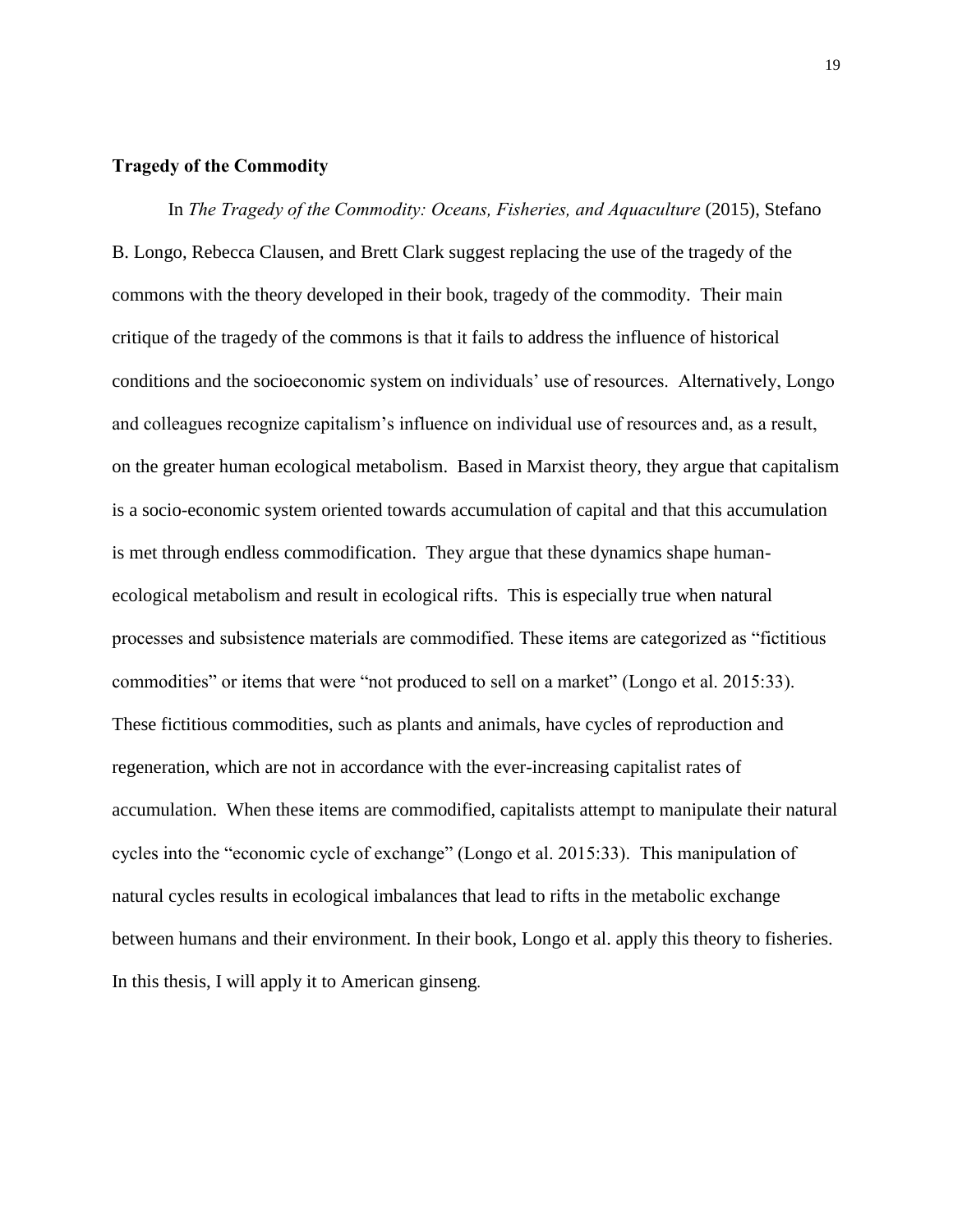**Tragedy of the Commodity**

In *The Tragedy of the Commodity: Oceans, Fisheries, and Aquaculture* (2015), Stefano B. Longo, Rebecca Clausen, and Brett Clark suggest replacing the use of the tragedy of the commons with the theory developed in their book, tragedy of the commodity. Their main critique of the tragedy of the commons is that it fails to address the influence of historical conditions and the socioeconomic system on individuals' use of resources. Alternatively, Longo and colleagues recognize capitalism's influence on individual use of resources and, as a result, on the greater human ecological metabolism. Based in Marxist theory, they argue that capitalism is a socio-economic system oriented towards accumulation of capital and that this accumulation is met through endless commodification. They argue that these dynamics shape human-ecological metabolism and result in ecological rifts. This is especially true when natural processes and subsistence materials are commodified. These items are categorized as "fictitious commodities" or items that were "not produced to sell on a market" (Longo et al. 2015:33). These fictitious commodities, such as plants and animals, have cycles of reproduction and regeneration, which are not in accordance with the ever-increasing capitalist rates of accumulation. When these items are commodified, capitalists attempt to manipulate their natural cycles into the "economic cycle of exchange" (Longo et al. 2015:33). This manipulation of natural cycles results in ecological imbalances that lead to rifts in the metabolic exchange between humans and their environment. In their book, Longo et al. apply this theory to fisheries. In this thesis, I will apply it to American ginseng.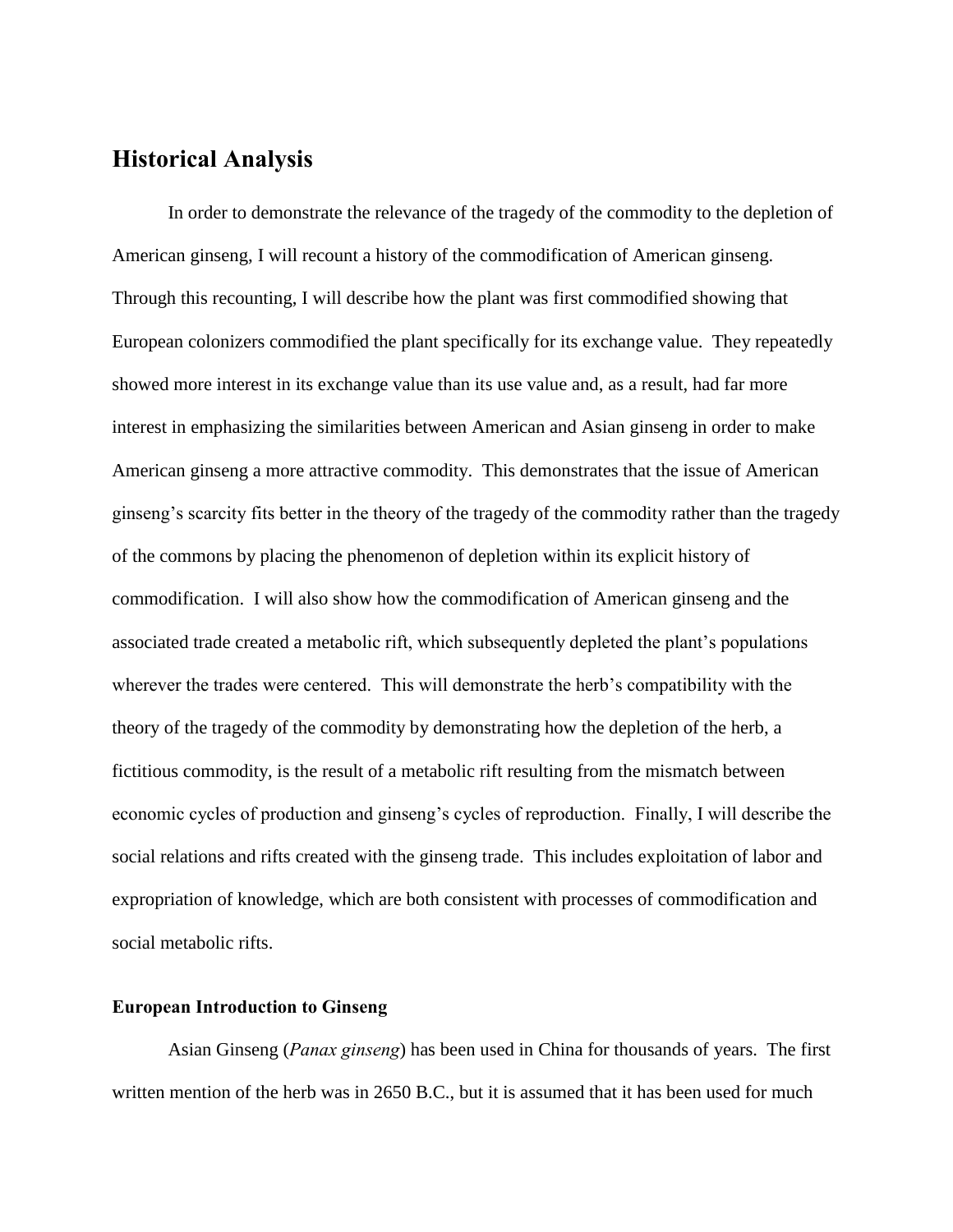## Historical Analysis

In order to demonstrate the relevance of the tragedy of the commodity to the depletion of American ginseng, I will recount a history of the commodification of American ginseng. Through this recounting, I will describe how the plant was first commodified showing that European colonizers commodified the plant specifically for its exchange value. They repeatedly showed more interest in its exchange value than its use value and, as a result, had far more interest in emphasizing the similarities between American and Asian ginseng in order to make American ginseng a more attractive commodity. This demonstrates that the issue of American ginseng's scarcity fits better in the theory of the tragedy of the commodity rather than the tragedy of the commons by placing the phenomenon of depletion within its explicit history of commodification. I will also show how the commodification of American ginseng and the associated trade created a metabolic rift, which subsequently depleted the plant's populations wherever the trades were centered. This will demonstrate the herb's compatibility with the theory of the tragedy of the commodity by demonstrating how the depletion of the herb, a fictitious commodity, is the result of a metabolic rift resulting from the mismatch between economic cycles of production and ginseng's cycles of reproduction. Finally, I will describe the social relations and rifts created with the ginseng trade. This includes exploitation of labor and expropriation of knowledge, which are both consistent with processes of commodification and social metabolic rifts.

### European Introduction to Ginseng

Asian Ginseng (*Panax ginseng*) has been used in China for thousands of years. The first written mention of the herb was in 2650 B.C., but it is assumed that it has been used for much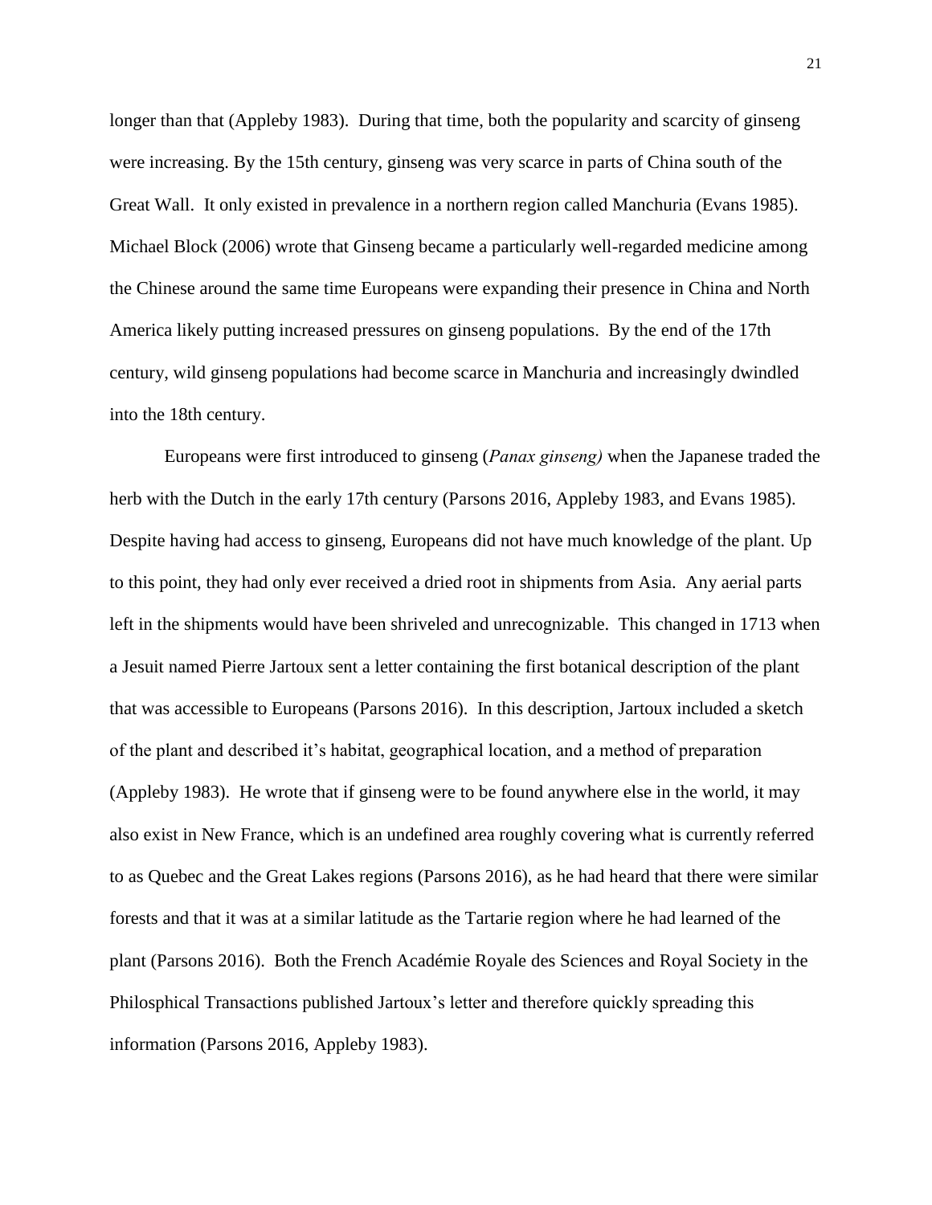longer than that (Appleby 1983). During that time, both the popularity and scarcity of ginseng were increasing. By the 15th century, ginseng was very scarce in parts of China south of the Great Wall. It only existed in prevalence in a northern region called Manchuria (Evans 1985). Michael Block (2006) wrote that Ginseng became a particularly well-regarded medicine among the Chinese around the same time Europeans were expanding their presence in China and North America likely putting increased pressures on ginseng populations. By the end of the 17th century, wild ginseng populations had become scarce in Manchuria and increasingly dwindled into the 18th century.

Europeans were first introduced to ginseng (*Panax ginseng)* when the Japanese traded the herb with the Dutch in the early 17th century (Parsons 2016, Appleby 1983, and Evans 1985). Despite having had access to ginseng, Europeans did not have much knowledge of the plant. Up to this point, they had only ever received a dried root in shipments from Asia. Any aerial parts left in the shipments would have been shriveled and unrecognizable. This changed in 1713 when a Jesuit named Pierre Jartoux sent a letter containing the first botanical description of the plant that was accessible to Europeans (Parsons 2016). In this description, Jartoux included a sketch of the plant and described it's habitat, geographical location, and a method of preparation (Appleby 1983). He wrote that if ginseng were to be found anywhere else in the world, it may also exist in New France, which is an undefined area roughly covering what is currently referred to as Quebec and the Great Lakes regions (Parsons 2016), as he had heard that there were similar forests and that it was at a similar latitude as the Tartarie region where he had learned of the plant (Parsons 2016). Both the French Académie Royale des Sciences and Royal Society in the Philosphical Transactions published Jartoux's letter and therefore quickly spreading this information (Parsons 2016, Appleby 1983).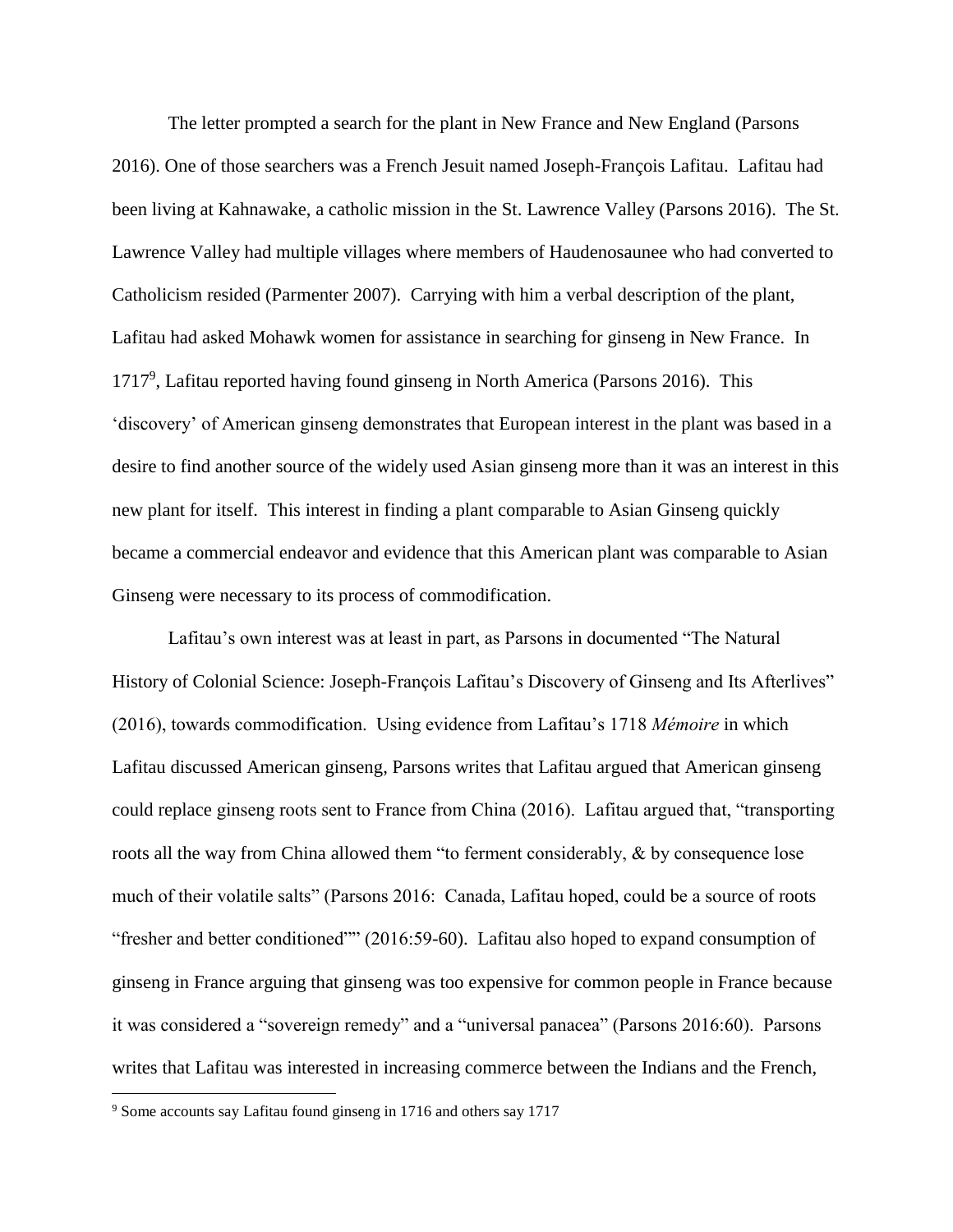The letter prompted a search for the plant in New France and New England (Parsons 2016). One of those searchers was a French Jesuit named Joseph-François Lafitau. Lafitau had been living at Kahnawake, a catholic mission in the St. Lawrence Valley (Parsons 2016). The St. Lawrence Valley had multiple villages where members of Haudenosaunee who had converted to Catholicism resided (Parmenter 2007). Carrying with him a verbal description of the plant, Lafitau had asked Mohawk women for assistance in searching for ginseng in New France. In 1717[9], Lafitau reported having found ginseng in North America (Parsons 2016). This 'discovery' of American ginseng demonstrates that European interest in the plant was based in a desire to find another source of the widely used Asian ginseng more than it was an interest in this new plant for itself. This interest in finding a plant comparable to Asian Ginseng quickly became a commercial endeavor and evidence that this American plant was comparable to Asian Ginseng were necessary to its process of commodification.

Lafitau's own interest was at least in part, as Parsons in documented "The Natural History of Colonial Science: Joseph-François Lafitau's Discovery of Ginseng and Its Afterlives" (2016), towards commodification. Using evidence from Lafitau's 1718 *Mémoire* in which Lafitau discussed American ginseng, Parsons writes that Lafitau argued that American ginseng could replace ginseng roots sent to France from China (2016). Lafitau argued that, "transporting roots all the way from China allowed them "to ferment considerably, & by consequence lose much of their volatile salts" (Parsons 2016: Canada, Lafitau hoped, could be a source of roots "fresher and better conditioned"" (2016:59-60). Lafitau also hoped to expand consumption of ginseng in France arguing that ginseng was too expensive for common people in France because it was considered a "sovereign remedy" and a "universal panacea" (Parsons 2016:60). Parsons writes that Lafitau was interested in increasing commerce between the Indians and the French,

[9] Some accounts say Lafitau found ginseng in 1716 and others say 1717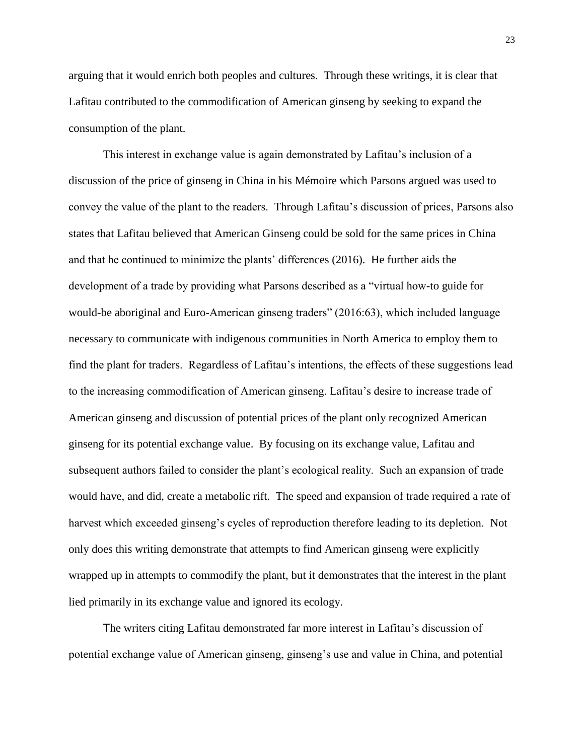arguing that it would enrich both peoples and cultures. Through these writings, it is clear that Lafitau contributed to the commodification of American ginseng by seeking to expand the consumption of the plant.

This interest in exchange value is again demonstrated by Lafitau's inclusion of a discussion of the price of ginseng in China in his Mémoire which Parsons argued was used to convey the value of the plant to the readers. Through Lafitau's discussion of prices, Parsons also states that Lafitau believed that American Ginseng could be sold for the same prices in China and that he continued to minimize the plants' differences (2016). He further aids the development of a trade by providing what Parsons described as a "virtual how-to guide for would-be aboriginal and Euro-American ginseng traders" (2016:63), which included language necessary to communicate with indigenous communities in North America to employ them to find the plant for traders. Regardless of Lafitau's intentions, the effects of these suggestions lead to the increasing commodification of American ginseng. Lafitau's desire to increase trade of American ginseng and discussion of potential prices of the plant only recognized American ginseng for its potential exchange value. By focusing on its exchange value, Lafitau and subsequent authors failed to consider the plant's ecological reality. Such an expansion of trade would have, and did, create a metabolic rift. The speed and expansion of trade required a rate of harvest which exceeded ginseng's cycles of reproduction therefore leading to its depletion. Not only does this writing demonstrate that attempts to find American ginseng were explicitly wrapped up in attempts to commodify the plant, but it demonstrates that the interest in the plant lied primarily in its exchange value and ignored its ecology.

The writers citing Lafitau demonstrated far more interest in Lafitau's discussion of potential exchange value of American ginseng, ginseng's use and value in China, and potential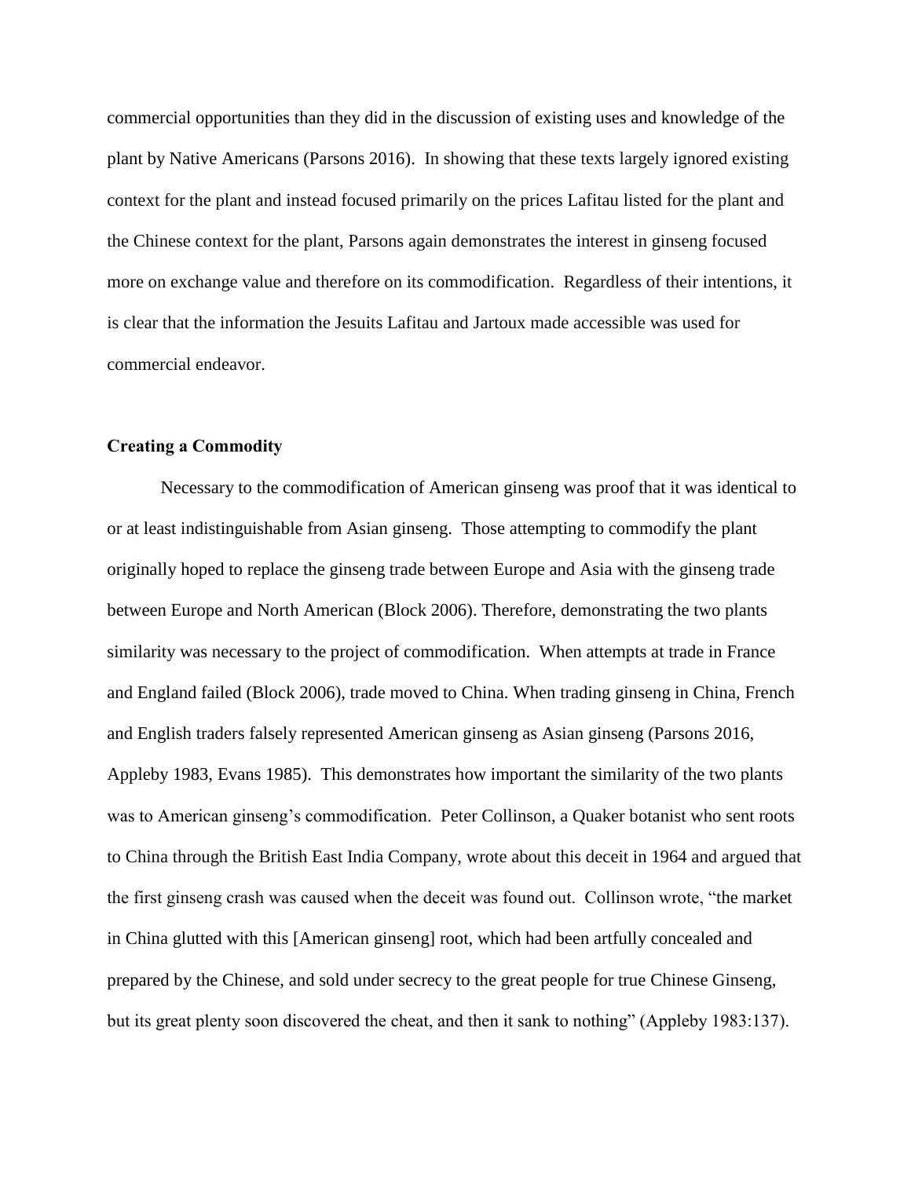commercial opportunities than they did in the discussion of existing uses and knowledge of the plant by Native Americans (Parsons 2016). In showing that these texts largely ignored existing context for the plant and instead focused primarily on the prices Lafitau listed for the plant and the Chinese context for the plant, Parsons again demonstrates the interest in ginseng focused more on exchange value and therefore on its commodification. Regardless of their intentions, it is clear that the information the Jesuits Lafitau and Jartoux made accessible was used for commercial endeavor.

### Creating a Commodity

Necessary to the commodification of American ginseng was proof that it was identical to or at least indistinguishable from Asian ginseng. Those attempting to commodify the plant originally hoped to replace the ginseng trade between Europe and Asia with the ginseng trade between Europe and North American (Block 2006). Therefore, demonstrating the two plants similarity was necessary to the project of commodification. When attempts at trade in France and England failed (Block 2006), trade moved to China. When trading ginseng in China, French and English traders falsely represented American ginseng as Asian ginseng (Parsons 2016, Appleby 1983, Evans 1985). This demonstrates how important the similarity of the two plants was to American ginseng's commodification. Peter Collinson, a Quaker botanist who sent roots to China through the British East India Company, wrote about this deceit in 1964 and argued that the first ginseng crash was caused when the deceit was found out. Collinson wrote, "the market in China glutted with this [American ginseng] root, which had been artfully concealed and prepared by the Chinese, and sold under secrecy to the great people for true Chinese Ginseng, but its great plenty soon discovered the cheat, and then it sank to nothing" (Appleby 1983:137).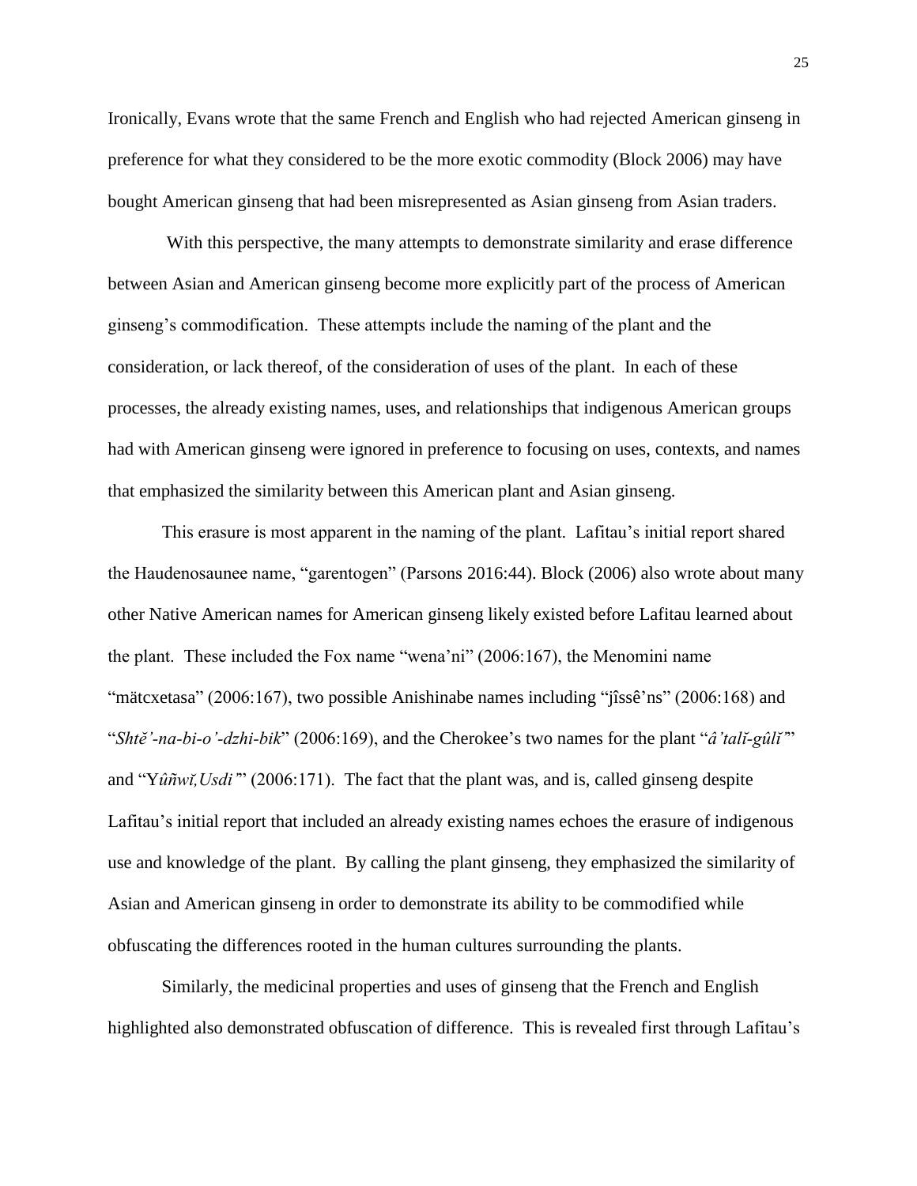Ironically, Evans wrote that the same French and English who had rejected American ginseng in preference for what they considered to be the more exotic commodity (Block 2006) may have bought American ginseng that had been misrepresented as Asian ginseng from Asian traders.

With this perspective, the many attempts to demonstrate similarity and erase difference between Asian and American ginseng become more explicitly part of the process of American ginseng's commodification. These attempts include the naming of the plant and the consideration, or lack thereof, of the consideration of uses of the plant. In each of these processes, the already existing names, uses, and relationships that indigenous American groups had with American ginseng were ignored in preference to focusing on uses, contexts, and names that emphasized the similarity between this American plant and Asian ginseng.

This erasure is most apparent in the naming of the plant. Lafitau's initial report shared the Haudenosaunee name, "garentogen" (Parsons 2016:44). Block (2006) also wrote about many other Native American names for American ginseng likely existed before Lafitau learned about the plant. These included the Fox name "wena'ni" (2006:167), the Menomini name "mätcxetasa" (2006:167), two possible Anishinabe names including "jîssê'ns" (2006:168) and "*Shtĕ'-na-bi-o'-dzhi-bik*" (2006:169), and the Cherokee's two names for the plant "*â'talĭ-gûlĭ'*" and "Y*ûñwĭ,Usdi'*" (2006:171). The fact that the plant was, and is, called ginseng despite Lafitau's initial report that included an already existing names echoes the erasure of indigenous use and knowledge of the plant. By calling the plant ginseng, they emphasized the similarity of Asian and American ginseng in order to demonstrate its ability to be commodified while obfuscating the differences rooted in the human cultures surrounding the plants.

Similarly, the medicinal properties and uses of ginseng that the French and English highlighted also demonstrated obfuscation of difference. This is revealed first through Lafitau's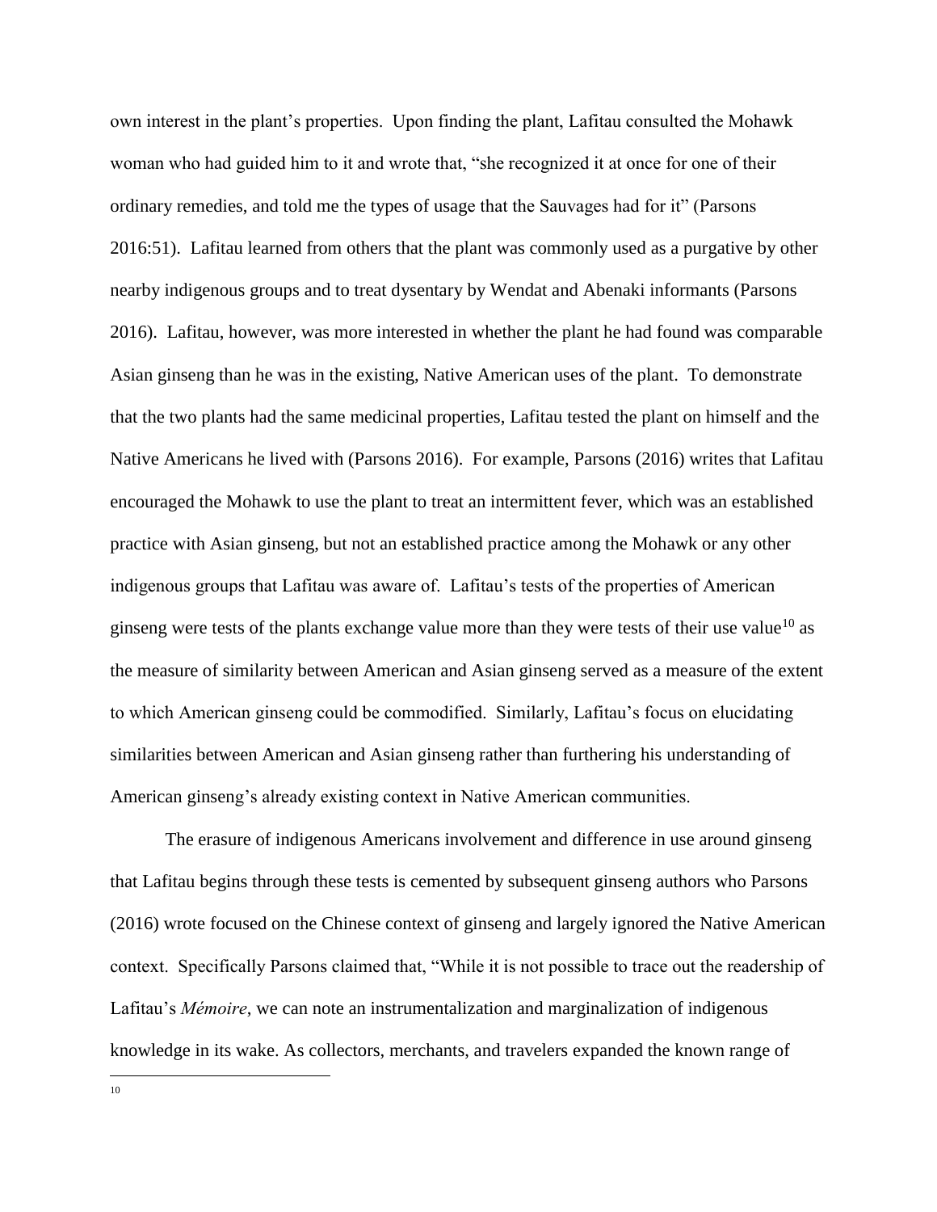own interest in the plant's properties. Upon finding the plant, Lafitau consulted the Mohawk woman who had guided him to it and wrote that, "she recognized it at once for one of their ordinary remedies, and told me the types of usage that the Sauvages had for it" (Parsons 2016:51). Lafitau learned from others that the plant was commonly used as a purgative by other nearby indigenous groups and to treat dysentary by Wendat and Abenaki informants (Parsons 2016). Lafitau, however, was more interested in whether the plant he had found was comparable Asian ginseng than he was in the existing, Native American uses of the plant. To demonstrate that the two plants had the same medicinal properties, Lafitau tested the plant on himself and the Native Americans he lived with (Parsons 2016). For example, Parsons (2016) writes that Lafitau encouraged the Mohawk to use the plant to treat an intermittent fever, which was an established practice with Asian ginseng, but not an established practice among the Mohawk or any other indigenous groups that Lafitau was aware of. Lafitau's tests of the properties of American ginseng were tests of the plants exchange value more than they were tests of their use value[10] as the measure of similarity between American and Asian ginseng served as a measure of the extent to which American ginseng could be commodified. Similarly, Lafitau's focus on elucidating similarities between American and Asian ginseng rather than furthering his understanding of American ginseng's already existing context in Native American communities.

The erasure of indigenous Americans involvement and difference in use around ginseng that Lafitau begins through these tests is cemented by subsequent ginseng authors who Parsons (2016) wrote focused on the Chinese context of ginseng and largely ignored the Native American context. Specifically Parsons claimed that, "While it is not possible to trace out the readership of Lafitau's *Mémoire*, we can note an instrumentalization and marginalization of indigenous knowledge in its wake. As collectors, merchants, and travelers expanded the known range of

---

[10]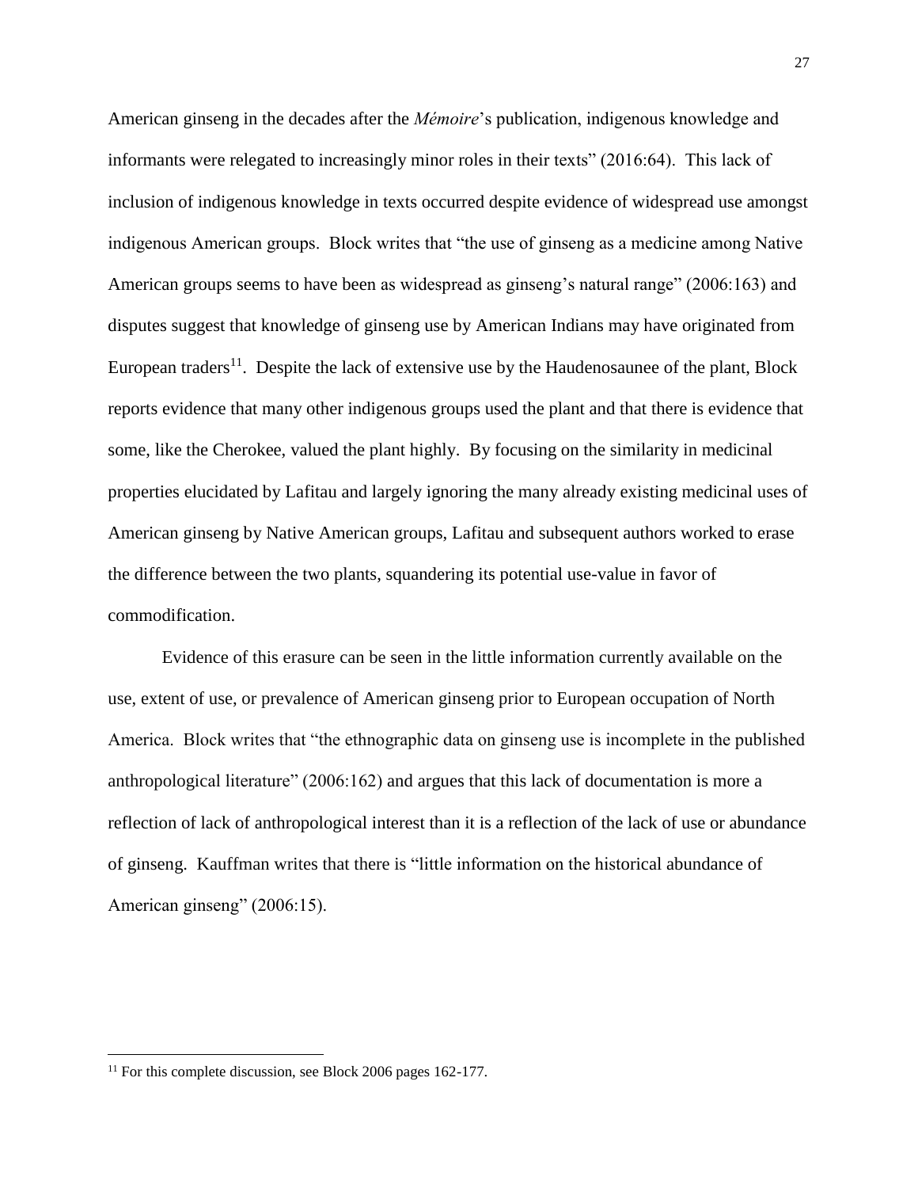American ginseng in the decades after the *Mémoire*'s publication, indigenous knowledge and informants were relegated to increasingly minor roles in their texts" (2016:64). This lack of inclusion of indigenous knowledge in texts occurred despite evidence of widespread use amongst indigenous American groups. Block writes that "the use of ginseng as a medicine among Native American groups seems to have been as widespread as ginseng's natural range" (2006:163) and disputes suggest that knowledge of ginseng use by American Indians may have originated from European traders[11]. Despite the lack of extensive use by the Haudenosaunee of the plant, Block reports evidence that many other indigenous groups used the plant and that there is evidence that some, like the Cherokee, valued the plant highly. By focusing on the similarity in medicinal properties elucidated by Lafitau and largely ignoring the many already existing medicinal uses of American ginseng by Native American groups, Lafitau and subsequent authors worked to erase the difference between the two plants, squandering its potential use-value in favor of commodification.

Evidence of this erasure can be seen in the little information currently available on the use, extent of use, or prevalence of American ginseng prior to European occupation of North America. Block writes that "the ethnographic data on ginseng use is incomplete in the published anthropological literature" (2006:162) and argues that this lack of documentation is more a reflection of lack of anthropological interest than it is a reflection of the lack of use or abundance of ginseng. Kauffman writes that there is "little information on the historical abundance of American ginseng" (2006:15).

[11] For this complete discussion, see Block 2006 pages 162-177.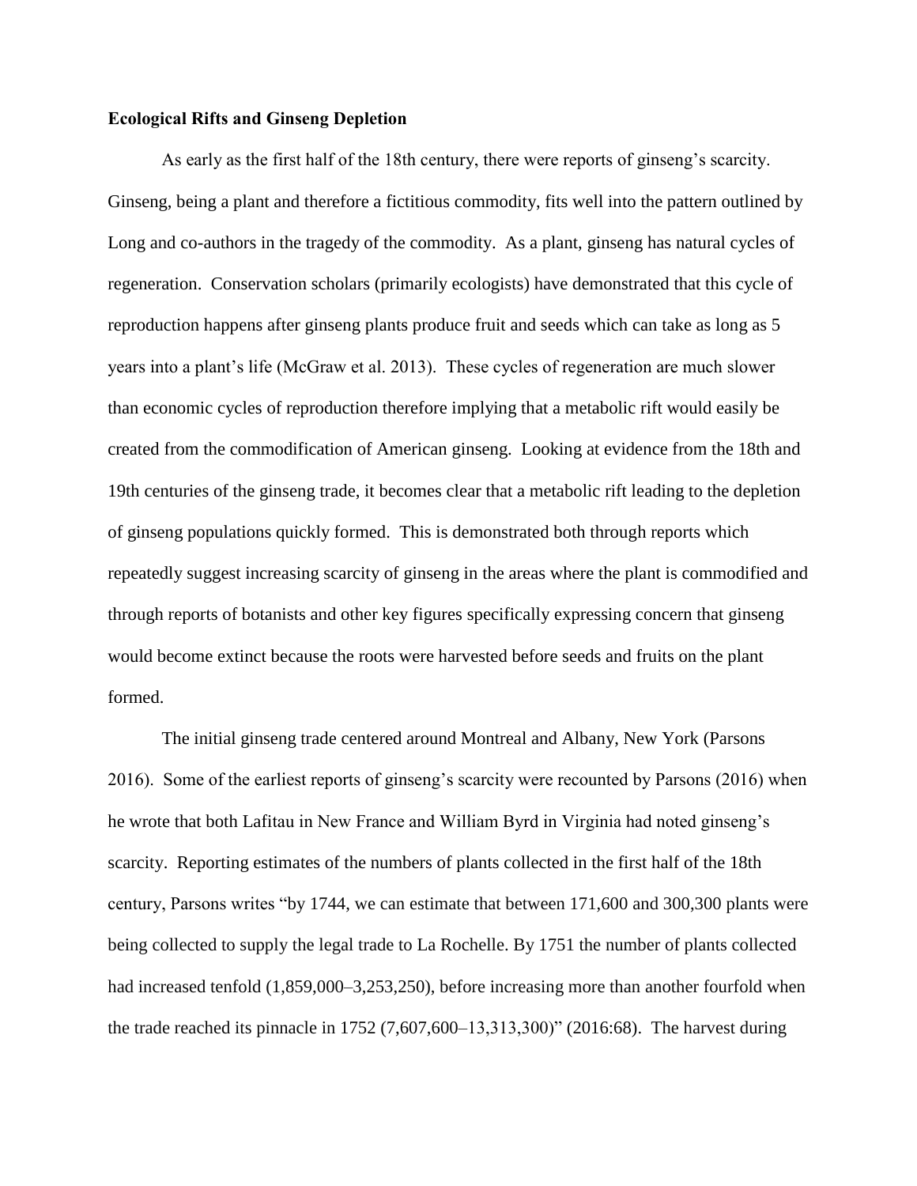**Ecological Rifts and Ginseng Depletion**

As early as the first half of the 18th century, there were reports of ginseng's scarcity. Ginseng, being a plant and therefore a fictitious commodity, fits well into the pattern outlined by Long and co-authors in the tragedy of the commodity. As a plant, ginseng has natural cycles of regeneration. Conservation scholars (primarily ecologists) have demonstrated that this cycle of reproduction happens after ginseng plants produce fruit and seeds which can take as long as 5 years into a plant's life (McGraw et al. 2013). These cycles of regeneration are much slower than economic cycles of reproduction therefore implying that a metabolic rift would easily be created from the commodification of American ginseng. Looking at evidence from the 18th and 19th centuries of the ginseng trade, it becomes clear that a metabolic rift leading to the depletion of ginseng populations quickly formed. This is demonstrated both through reports which repeatedly suggest increasing scarcity of ginseng in the areas where the plant is commodified and through reports of botanists and other key figures specifically expressing concern that ginseng would become extinct because the roots were harvested before seeds and fruits on the plant formed.

The initial ginseng trade centered around Montreal and Albany, New York (Parsons 2016). Some of the earliest reports of ginseng's scarcity were recounted by Parsons (2016) when he wrote that both Lafitau in New France and William Byrd in Virginia had noted ginseng's scarcity. Reporting estimates of the numbers of plants collected in the first half of the 18th century, Parsons writes "by 1744, we can estimate that between 171,600 and 300,300 plants were being collected to supply the legal trade to La Rochelle. By 1751 the number of plants collected had increased tenfold (1,859,000–3,253,250), before increasing more than another fourfold when the trade reached its pinnacle in 1752 (7,607,600–13,313,300)" (2016:68). The harvest during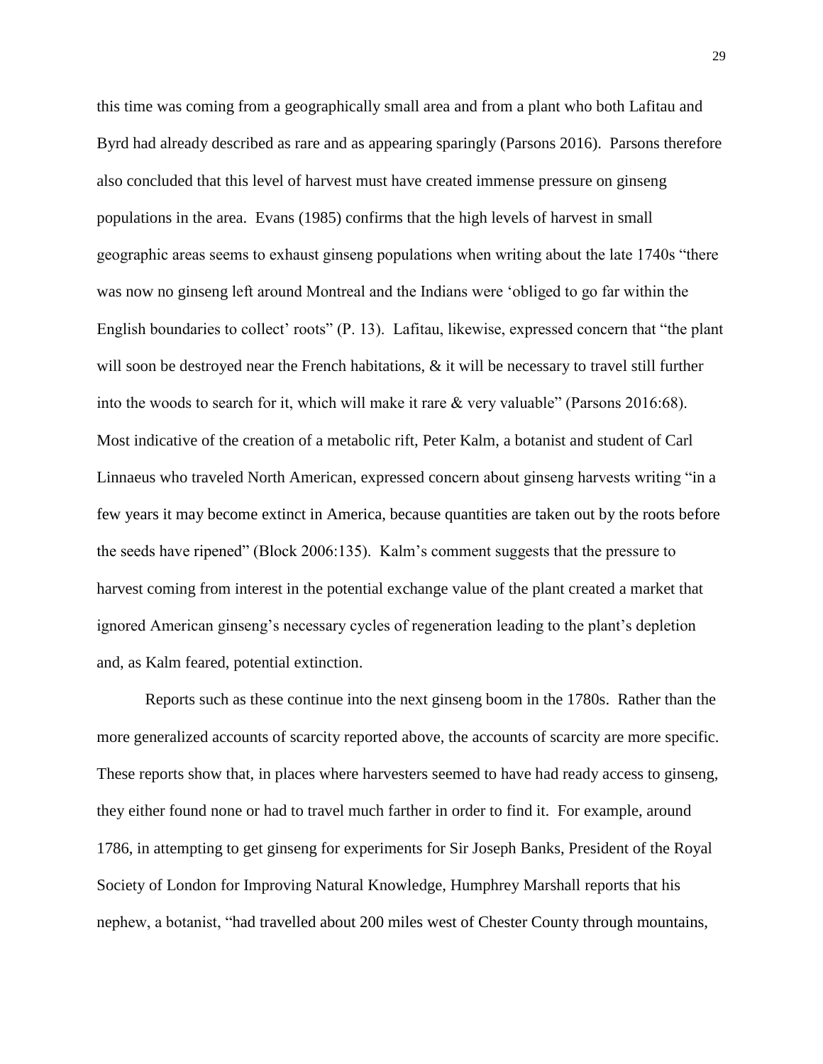this time was coming from a geographically small area and from a plant who both Lafitau and Byrd had already described as rare and as appearing sparingly (Parsons 2016). Parsons therefore also concluded that this level of harvest must have created immense pressure on ginseng populations in the area. Evans (1985) confirms that the high levels of harvest in small geographic areas seems to exhaust ginseng populations when writing about the late 1740s "there was now no ginseng left around Montreal and the Indians were 'obliged to go far within the English boundaries to collect' roots" (P. 13). Lafitau, likewise, expressed concern that "the plant will soon be destroyed near the French habitations, & it will be necessary to travel still further into the woods to search for it, which will make it rare & very valuable" (Parsons 2016:68). Most indicative of the creation of a metabolic rift, Peter Kalm, a botanist and student of Carl Linnaeus who traveled North American, expressed concern about ginseng harvests writing "in a few years it may become extinct in America, because quantities are taken out by the roots before the seeds have ripened" (Block 2006:135). Kalm's comment suggests that the pressure to harvest coming from interest in the potential exchange value of the plant created a market that ignored American ginseng's necessary cycles of regeneration leading to the plant's depletion and, as Kalm feared, potential extinction.

Reports such as these continue into the next ginseng boom in the 1780s. Rather than the more generalized accounts of scarcity reported above, the accounts of scarcity are more specific. These reports show that, in places where harvesters seemed to have had ready access to ginseng, they either found none or had to travel much farther in order to find it. For example, around 1786, in attempting to get ginseng for experiments for Sir Joseph Banks, President of the Royal Society of London for Improving Natural Knowledge, Humphrey Marshall reports that his nephew, a botanist, "had travelled about 200 miles west of Chester County through mountains,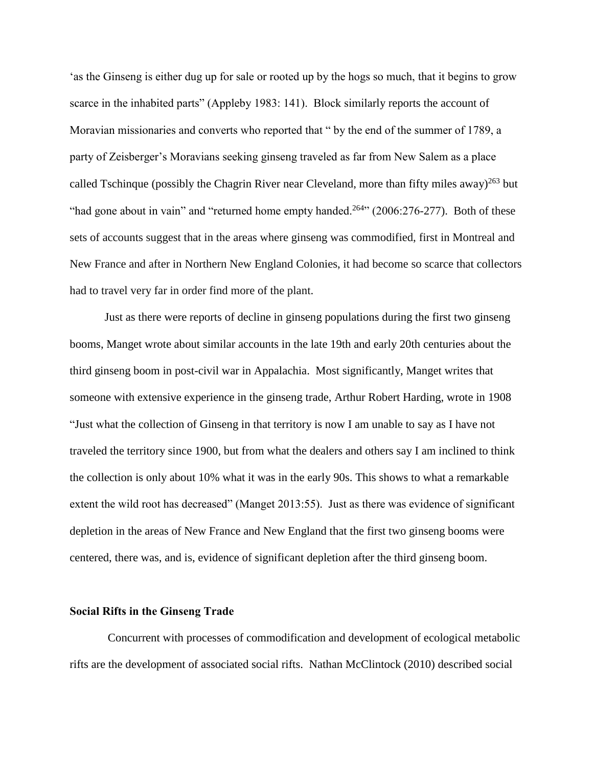'as the Ginseng is either dug up for sale or rooted up by the hogs so much, that it begins to grow scarce in the inhabited parts" (Appleby 1983: 141). Block similarly reports the account of Moravian missionaries and converts who reported that " by the end of the summer of 1789, a party of Zeisberger's Moravians seeking ginseng traveled as far from New Salem as a place called Tschinque (possibly the Chagrin River near Cleveland, more than fifty miles away)[263] but "had gone about in vain" and "returned home empty handed.[264]" (2006:276-277). Both of these sets of accounts suggest that in the areas where ginseng was commodified, first in Montreal and New France and after in Northern New England Colonies, it had become so scarce that collectors had to travel very far in order find more of the plant.

Just as there were reports of decline in ginseng populations during the first two ginseng booms, Manget wrote about similar accounts in the late 19th and early 20th centuries about the third ginseng boom in post-civil war in Appalachia. Most significantly, Manget writes that someone with extensive experience in the ginseng trade, Arthur Robert Harding, wrote in 1908 "Just what the collection of Ginseng in that territory is now I am unable to say as I have not traveled the territory since 1900, but from what the dealers and others say I am inclined to think the collection is only about 10% what it was in the early 90s. This shows to what a remarkable extent the wild root has decreased" (Manget 2013:55). Just as there was evidence of significant depletion in the areas of New France and New England that the first two ginseng booms were centered, there was, and is, evidence of significant depletion after the third ginseng boom.

**Social Rifts in the Ginseng Trade**

Concurrent with processes of commodification and development of ecological metabolic rifts are the development of associated social rifts. Nathan McClintock (2010) described social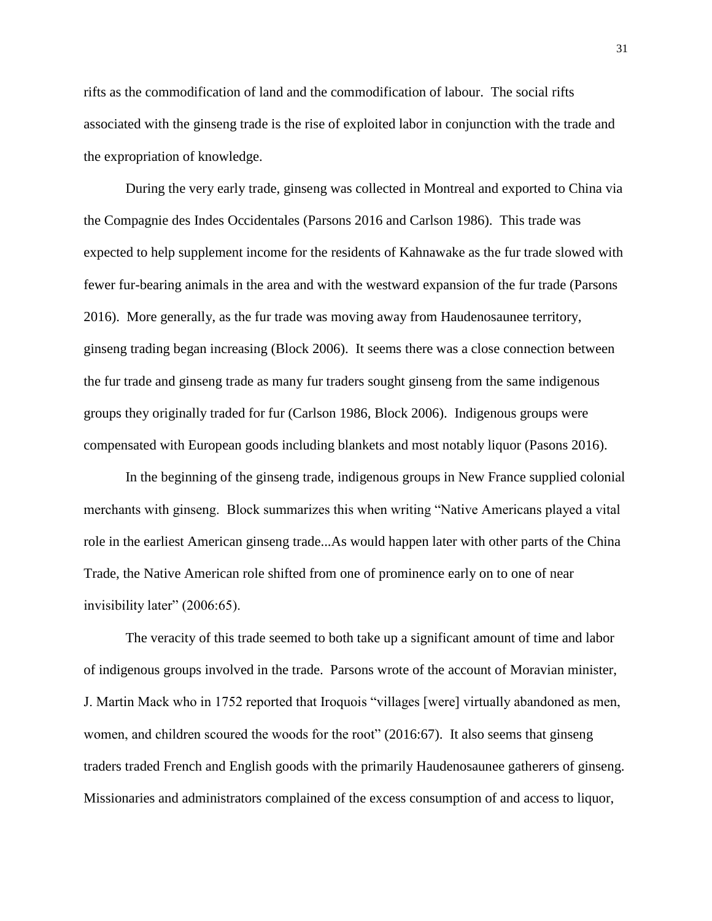rifts as the commodification of land and the commodification of labour. The social rifts associated with the ginseng trade is the rise of exploited labor in conjunction with the trade and the expropriation of knowledge.

During the very early trade, ginseng was collected in Montreal and exported to China via the Compagnie des Indes Occidentales (Parsons 2016 and Carlson 1986). This trade was expected to help supplement income for the residents of Kahnawake as the fur trade slowed with fewer fur-bearing animals in the area and with the westward expansion of the fur trade (Parsons 2016). More generally, as the fur trade was moving away from Haudenosaunee territory, ginseng trading began increasing (Block 2006). It seems there was a close connection between the fur trade and ginseng trade as many fur traders sought ginseng from the same indigenous groups they originally traded for fur (Carlson 1986, Block 2006). Indigenous groups were compensated with European goods including blankets and most notably liquor (Pasons 2016).

In the beginning of the ginseng trade, indigenous groups in New France supplied colonial merchants with ginseng. Block summarizes this when writing "Native Americans played a vital role in the earliest American ginseng trade...As would happen later with other parts of the China Trade, the Native American role shifted from one of prominence early on to one of near invisibility later" (2006:65).

The veracity of this trade seemed to both take up a significant amount of time and labor of indigenous groups involved in the trade. Parsons wrote of the account of Moravian minister, J. Martin Mack who in 1752 reported that Iroquois "villages [were] virtually abandoned as men, women, and children scoured the woods for the root" (2016:67). It also seems that ginseng traders traded French and English goods with the primarily Haudenosaunee gatherers of ginseng. Missionaries and administrators complained of the excess consumption of and access to liquor,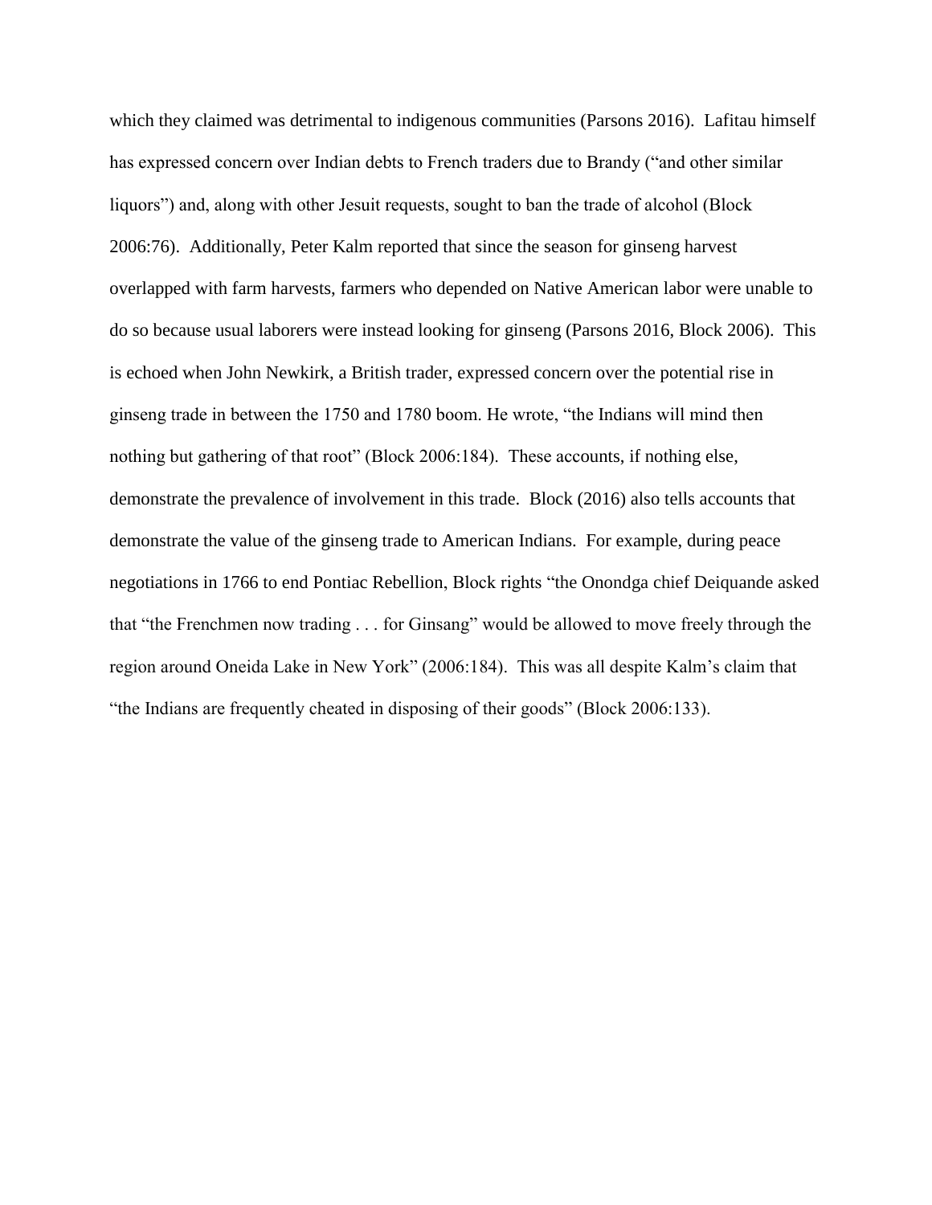which they claimed was detrimental to indigenous communities (Parsons 2016). Lafitau himself has expressed concern over Indian debts to French traders due to Brandy ("and other similar liquors") and, along with other Jesuit requests, sought to ban the trade of alcohol (Block 2006:76). Additionally, Peter Kalm reported that since the season for ginseng harvest overlapped with farm harvests, farmers who depended on Native American labor were unable to do so because usual laborers were instead looking for ginseng (Parsons 2016, Block 2006). This is echoed when John Newkirk, a British trader, expressed concern over the potential rise in ginseng trade in between the 1750 and 1780 boom. He wrote, "the Indians will mind then nothing but gathering of that root" (Block 2006:184). These accounts, if nothing else, demonstrate the prevalence of involvement in this trade. Block (2016) also tells accounts that demonstrate the value of the ginseng trade to American Indians. For example, during peace negotiations in 1766 to end Pontiac Rebellion, Block rights "the Onondga chief Deiquande asked that "the Frenchmen now trading . . . for Ginsang" would be allowed to move freely through the region around Oneida Lake in New York" (2006:184). This was all despite Kalm's claim that "the Indians are frequently cheated in disposing of their goods" (Block 2006:133).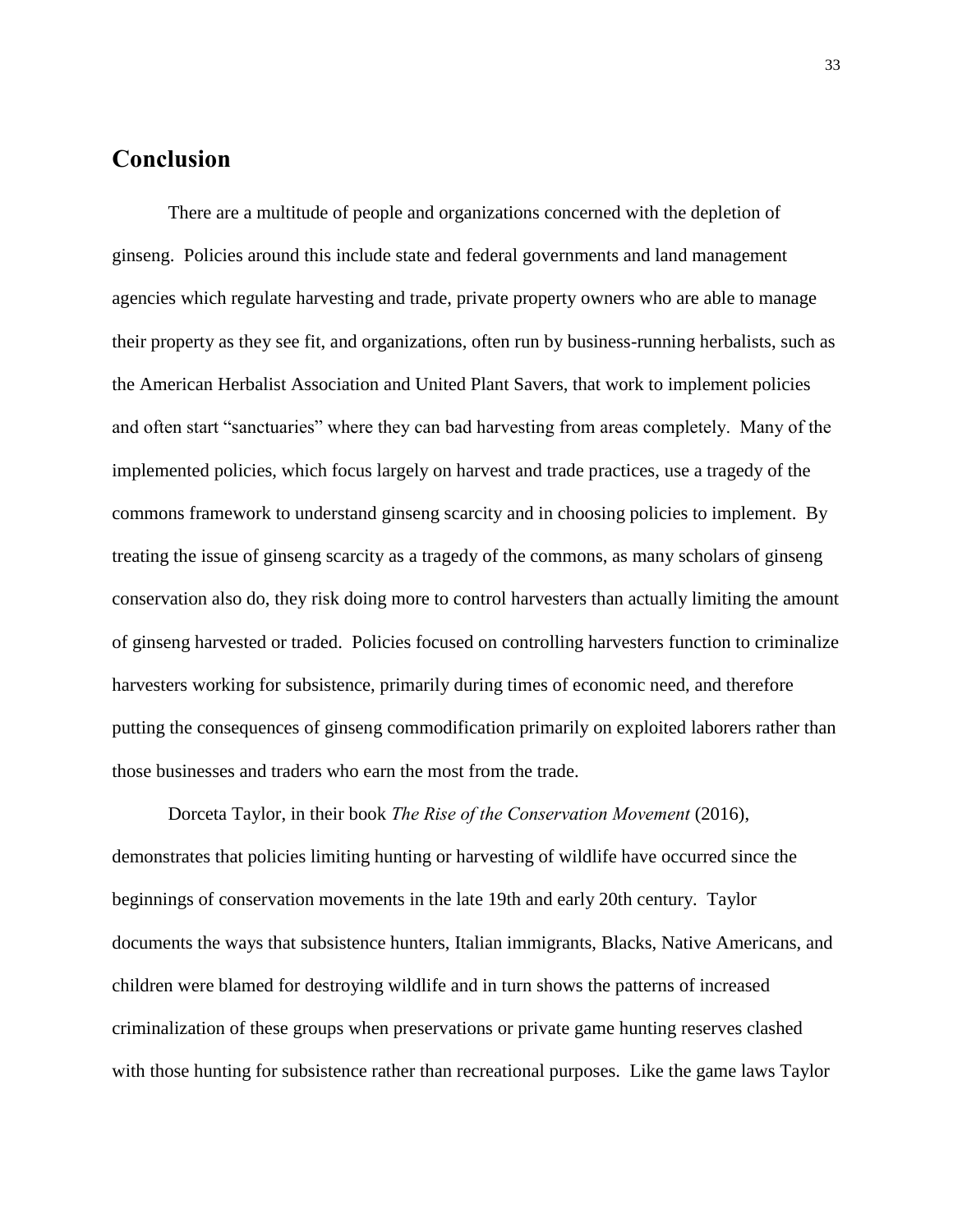## Conclusion

There are a multitude of people and organizations concerned with the depletion of ginseng. Policies around this include state and federal governments and land management agencies which regulate harvesting and trade, private property owners who are able to manage their property as they see fit, and organizations, often run by business-running herbalists, such as the American Herbalist Association and United Plant Savers, that work to implement policies and often start "sanctuaries" where they can bad harvesting from areas completely. Many of the implemented policies, which focus largely on harvest and trade practices, use a tragedy of the commons framework to understand ginseng scarcity and in choosing policies to implement. By treating the issue of ginseng scarcity as a tragedy of the commons, as many scholars of ginseng conservation also do, they risk doing more to control harvesters than actually limiting the amount of ginseng harvested or traded. Policies focused on controlling harvesters function to criminalize harvesters working for subsistence, primarily during times of economic need, and therefore putting the consequences of ginseng commodification primarily on exploited laborers rather than those businesses and traders who earn the most from the trade.

Dorceta Taylor, in their book *The Rise of the Conservation Movement* (2016), demonstrates that policies limiting hunting or harvesting of wildlife have occurred since the beginnings of conservation movements in the late 19th and early 20th century. Taylor documents the ways that subsistence hunters, Italian immigrants, Blacks, Native Americans, and children were blamed for destroying wildlife and in turn shows the patterns of increased criminalization of these groups when preservations or private game hunting reserves clashed with those hunting for subsistence rather than recreational purposes. Like the game laws Taylor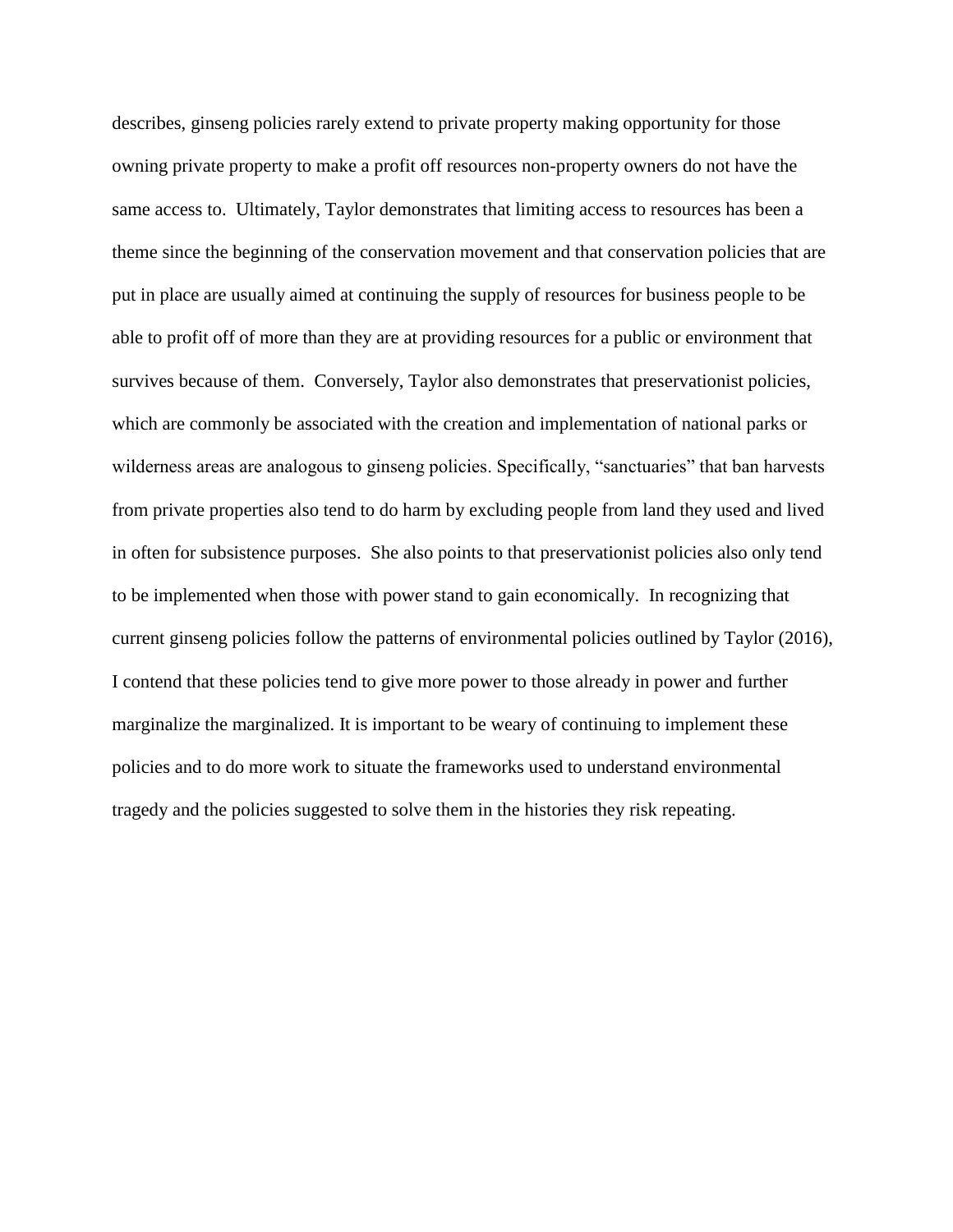describes, ginseng policies rarely extend to private property making opportunity for those owning private property to make a profit off resources non-property owners do not have the same access to. Ultimately, Taylor demonstrates that limiting access to resources has been a theme since the beginning of the conservation movement and that conservation policies that are put in place are usually aimed at continuing the supply of resources for business people to be able to profit off of more than they are at providing resources for a public or environment that survives because of them. Conversely, Taylor also demonstrates that preservationist policies, which are commonly be associated with the creation and implementation of national parks or wilderness areas are analogous to ginseng policies. Specifically, "sanctuaries" that ban harvests from private properties also tend to do harm by excluding people from land they used and lived in often for subsistence purposes. She also points to that preservationist policies also only tend to be implemented when those with power stand to gain economically. In recognizing that current ginseng policies follow the patterns of environmental policies outlined by Taylor (2016), I contend that these policies tend to give more power to those already in power and further marginalize the marginalized. It is important to be weary of continuing to implement these policies and to do more work to situate the frameworks used to understand environmental tragedy and the policies suggested to solve them in the histories they risk repeating.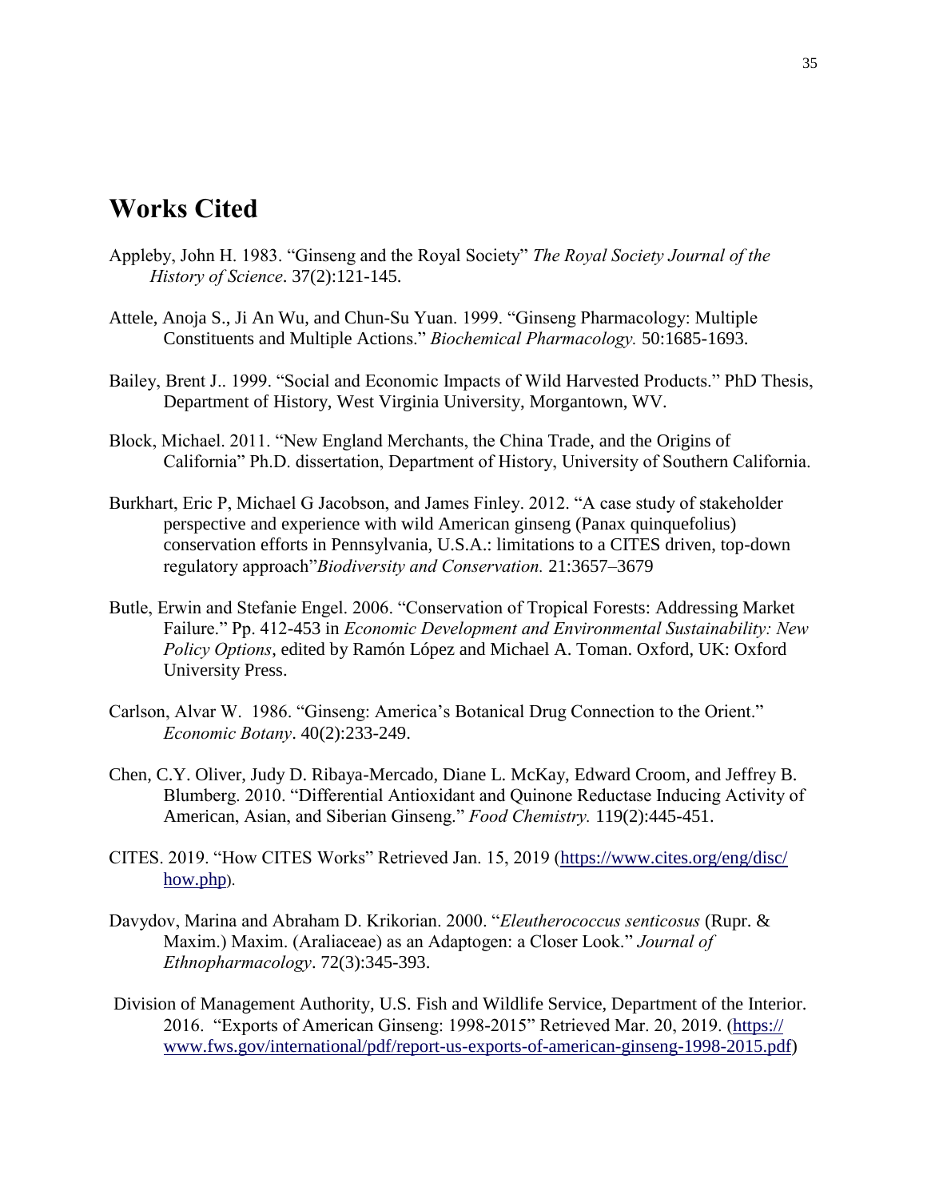## Works Cited

Appleby, John H. 1983. "Ginseng and the Royal Society" *The Royal Society Journal of the History of Science*. 37(2):121-145.

Attele, Anoja S., Ji An Wu, and Chun-Su Yuan. 1999. "Ginseng Pharmacology: Multiple Constituents and Multiple Actions." *Biochemical Pharmacology.* 50:1685-1693.

Bailey, Brent J.. 1999. "Social and Economic Impacts of Wild Harvested Products." PhD Thesis, Department of History, West Virginia University, Morgantown, WV.

Block, Michael. 2011. "New England Merchants, the China Trade, and the Origins of California" Ph.D. dissertation, Department of History, University of Southern California.

Burkhart, Eric P, Michael G Jacobson, and James Finley. 2012. "A case study of stakeholder perspective and experience with wild American ginseng (Panax quinquefolius) conservation efforts in Pennsylvania, U.S.A.: limitations to a CITES driven, top-down regulatory approach"*Biodiversity and Conservation.* 21:3657–3679

Butle, Erwin and Stefanie Engel. 2006. "Conservation of Tropical Forests: Addressing Market Failure." Pp. 412-453 in *Economic Development and Environmental Sustainability: New Policy Options*, edited by Ramón López and Michael A. Toman. Oxford, UK: Oxford University Press.

Carlson, Alvar W. 1986. "Ginseng: America's Botanical Drug Connection to the Orient." *Economic Botany*. 40(2):233-249.

Chen, C.Y. Oliver, Judy D. Ribaya-Mercado, Diane L. McKay, Edward Croom, and Jeffrey B. Blumberg. 2010. "Differential Antioxidant and Quinone Reductase Inducing Activity of American, Asian, and Siberian Ginseng." *Food Chemistry.* 119(2):445-451.

CITES. 2019. "How CITES Works" Retrieved Jan. 15, 2019 (https://www.cites.org/eng/disc/how.php).

Davydov, Marina and Abraham D. Krikorian. 2000. "*Eleutherococcus senticosus* (Rupr. & Maxim.) Maxim. (Araliaceae) as an Adaptogen: a Closer Look." *Journal of Ethnopharmacology*. 72(3):345-393.

Division of Management Authority, U.S. Fish and Wildlife Service, Department of the Interior. 2016. "Exports of American Ginseng: 1998-2015" Retrieved Mar. 20, 2019. (https://www.fws.gov/international/pdf/report-us-exports-of-american-ginseng-1998-2015.pdf)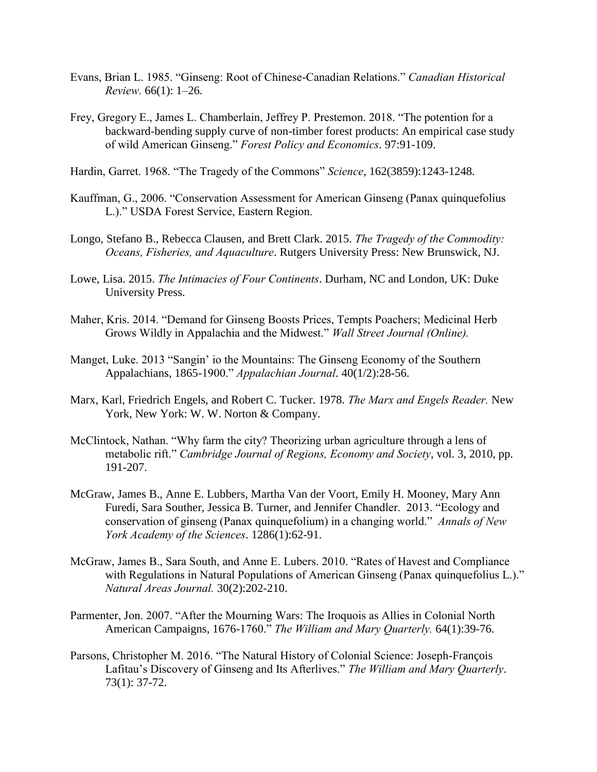Evans, Brian L. 1985. "Ginseng: Root of Chinese-Canadian Relations." *Canadian Historical Review.* 66(1): 1–26.

Frey, Gregory E., James L. Chamberlain, Jeffrey P. Prestemon. 2018. "The potention for a backward-bending supply curve of non-timber forest products: An empirical case study of wild American Ginseng." *Forest Policy and Economics*. 97:91-109.

Hardin, Garret. 1968. "The Tragedy of the Commons" *Science*, 162(3859):1243-1248.

Kauffman, G., 2006. "Conservation Assessment for American Ginseng (Panax quinquefolius L.)." USDA Forest Service, Eastern Region.

Longo, Stefano B., Rebecca Clausen, and Brett Clark. 2015. *The Tragedy of the Commodity: Oceans, Fisheries, and Aquaculture*. Rutgers University Press: New Brunswick, NJ.

Lowe, Lisa. 2015. *The Intimacies of Four Continents*. Durham, NC and London, UK: Duke University Press.

Maher, Kris. 2014. "Demand for Ginseng Boosts Prices, Tempts Poachers; Medicinal Herb Grows Wildly in Appalachia and the Midwest." *Wall Street Journal (Online).*

Manget, Luke. 2013 "Sangin' io the Mountains: The Ginseng Economy of the Southern Appalachians, 1865-1900." *Appalachian Journal*. 40(1/2):28-56.

Marx, Karl, Friedrich Engels, and Robert C. Tucker. 1978. *The Marx and Engels Reader.* New York, New York: W. W. Norton & Company.

McClintock, Nathan. "Why farm the city? Theorizing urban agriculture through a lens of metabolic rift." *Cambridge Journal of Regions, Economy and Society*, vol. 3, 2010, pp. 191-207.

McGraw, James B., Anne E. Lubbers, Martha Van der Voort, Emily H. Mooney, Mary Ann Furedi, Sara Souther, Jessica B. Turner, and Jennifer Chandler. 2013. "Ecology and conservation of ginseng (Panax quinquefolium) in a changing world." *Annals of New York Academy of the Sciences*. 1286(1):62-91.

McGraw, James B., Sara South, and Anne E. Lubers. 2010. "Rates of Havest and Compliance with Regulations in Natural Populations of American Ginseng (Panax quinquefolius L.)." *Natural Areas Journal.* 30(2):202-210.

Parmenter, Jon. 2007. "After the Mourning Wars: The Iroquois as Allies in Colonial North American Campaigns, 1676-1760." *The William and Mary Quarterly.* 64(1):39-76.

Parsons, Christopher M. 2016. "The Natural History of Colonial Science: Joseph-François Lafitau's Discovery of Ginseng and Its Afterlives." *The William and Mary Quarterly*. 73(1): 37-72.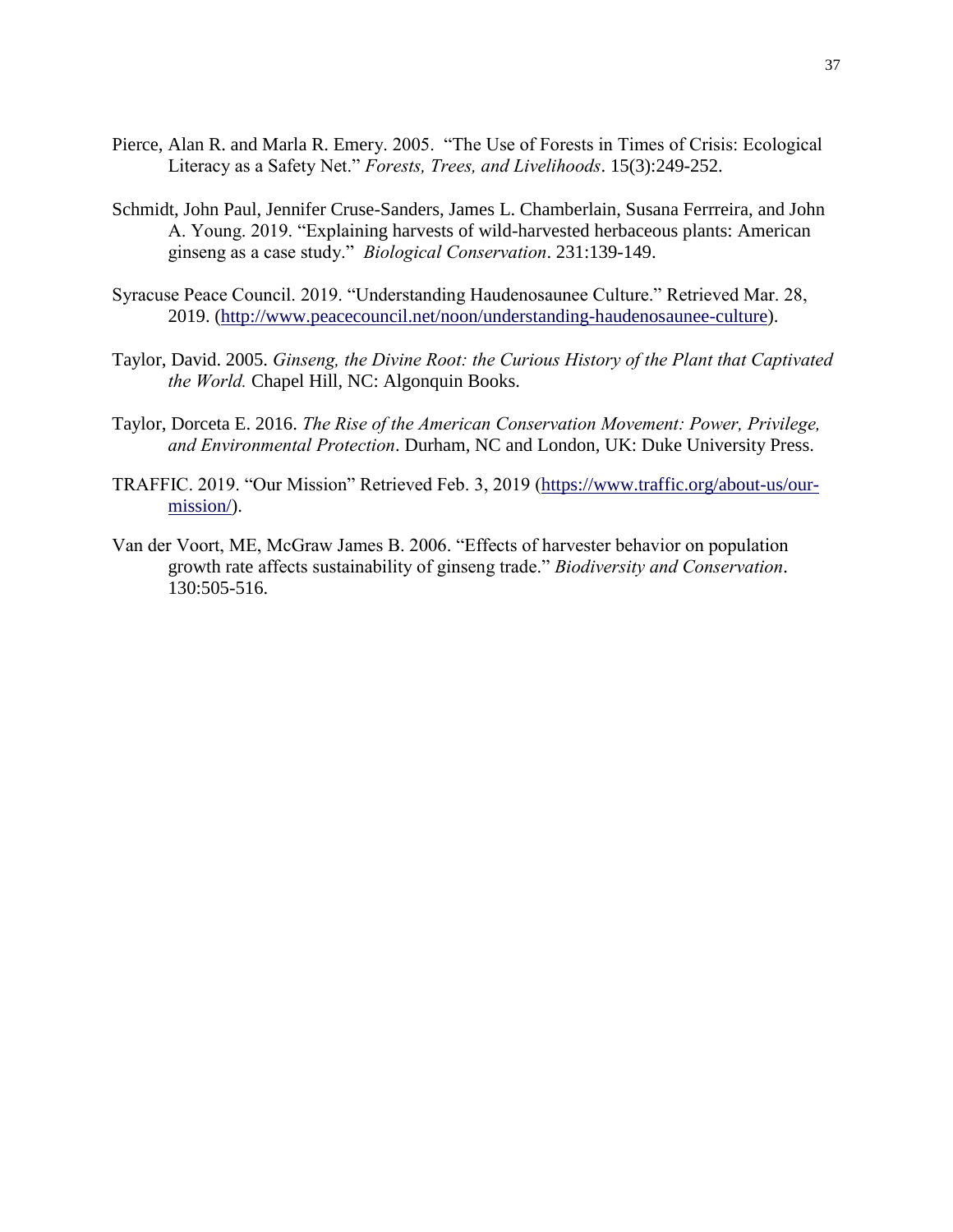Pierce, Alan R. and Marla R. Emery. 2005. "The Use of Forests in Times of Crisis: Ecological Literacy as a Safety Net." *Forests, Trees, and Livelihoods*. 15(3):249-252.

Schmidt, John Paul, Jennifer Cruse-Sanders, James L. Chamberlain, Susana Ferrreira, and John A. Young. 2019. "Explaining harvests of wild-harvested herbaceous plants: American ginseng as a case study." *Biological Conservation*. 231:139-149.

Syracuse Peace Council. 2019. "Understanding Haudenosaunee Culture." Retrieved Mar. 28, 2019. (http://www.peacecouncil.net/noon/understanding-haudenosaunee-culture).

Taylor, David. 2005. *Ginseng, the Divine Root: the Curious History of the Plant that Captivated the World.* Chapel Hill, NC: Algonquin Books.

Taylor, Dorceta E. 2016. *The Rise of the American Conservation Movement: Power, Privilege, and Environmental Protection*. Durham, NC and London, UK: Duke University Press.

TRAFFIC. 2019. "Our Mission" Retrieved Feb. 3, 2019 (https://www.traffic.org/about-us/our-mission/).

Van der Voort, ME, McGraw James B. 2006. "Effects of harvester behavior on population growth rate affects sustainability of ginseng trade." *Biodiversity and Conservation*. 130:505-516.